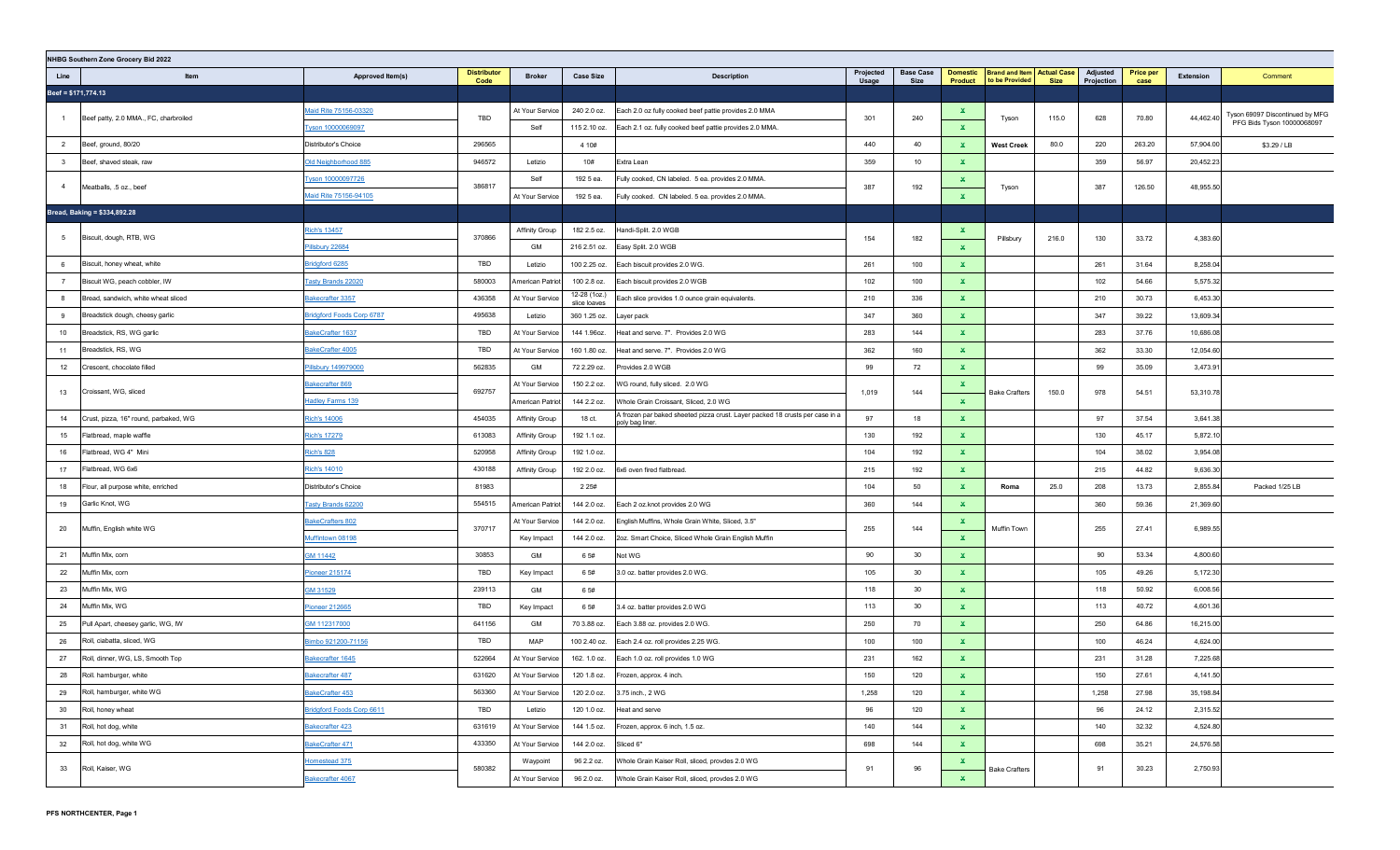**NHBG Southern Zone Grocery Bid 2022**

| Line | Item | Approved Item(s) | Distributor Code | Broker | Case Size | Description | Projected Usage | Base Case Size | Domestic Product | Brand and Item to be Provided | Actual Case Size | Adjusted Projection | Price per case | Extension | Comment |
|---|---|---|---|---|---|---|---|---|---|---|---|---|---|---|---|
| **Beef = $171,774.13** | | | | | | | | | | | | | | | |
| 1 | Beef patty, 2.0 MMA., FC, charbroiled | Maid Rite 75156-03320 | TBD | At Your Service | 240 2.0 oz. | Each 2.0 oz fully cooked beef pattie provides 2.0 MMA | 301 | 240 | X | Tyson | 115.0 | 628 | 70.80 | 44,462.40 | Tyson 69097 Discontinued by MFG PFG Bids Tyson 10000068097 |
| | | Tyson 10000069097 | | Self | 115 2.10 oz. | Each 2.1 oz. fully cooked beef pattie provides 2.0 MMA. | | | X | | | | | | |
| 2 | Beef, ground, 80/20 | Distributor's Choice | 296565 | | 4 10# | | 440 | 40 | X | **West Creek** | 80.0 | 220 | 263.20 | 57,904.00 | $3.29 / LB |
| 3 | Beef, shaved steak, raw | Old Neighborhood 885 | 946572 | Letizio | 10# | Extra Lean | 359 | 10 | X | | | 359 | 56.97 | 20,452.23 | |
| 4 | Meatballs, .5 oz., beef | Tyson 10000097726 | 386817 | Self | 192 5 ea. | Fully cooked, CN labeled. 5 ea. provides 2.0 MMA. | 387 | 192 | X | Tyson | | 387 | 126.50 | 48,955.50 | |
| | | Maid Rite 75156-94105 | | At Your Service | 192 5 ea. | Fully cooked. CN labeled. 5 ea. provides 2.0 MMA. | | | X | | | | | | |
| **Bread, Baking = $334,892.28** | | | | | | | | | | | | | | | |
| 5 | Biscuit, dough, RTB, WG | Rich's 13457 | 370866 | Affinity Group | 182 2.5 oz. | Handi-Split. 2.0 WGB | 154 | 182 | X | Pillsbury | 216.0 | 130 | 33.72 | 4,383.60 | |
| | | Pillsbury 22684 | | GM | 216 2.51 oz. | Easy Split. 2.0 WGB | | | X | | | | | | |
| 6 | Biscuit, honey wheat, white | Bridgford 6285 | TBD | Letizio | 100 2.25 oz. | Each biscuit provides 2.0 WG. | 261 | 100 | X | | | 261 | 31.64 | 8,258.04 | |
| 7 | Biscuit WG, peach cobbler, IW | Tasty Brands 22020 | 580003 | American Patriot | 100 2.8 oz. | Each biscuit provides 2.0 WGB | 102 | 100 | X | | | 102 | 54.66 | 5,575.32 | |
| 8 | Bread, sandwich, white wheat sliced | Bakecrafter 3357 | 436358 | At Your Service | 12-28 (1oz.) slice loaves | Each slice provides 1.0 ounce grain equivalents. | 210 | 336 | X | | | 210 | 30.73 | 6,453.30 | |
| 9 | Breadstick dough, cheesy garlic | Bridgford Foods Corp 6787 | 495638 | Letizio | 360 1.25 oz. | Layer pack | 347 | 360 | X | | | 347 | 39.22 | 13,609.34 | |
| 10 | Breadstick, RS, WG garlic | BakeCrafter 1637 | TBD | At Your Service | 144 1.96oz. | Heat and serve. 7". Provides 2.0 WG | 283 | 144 | X | | | 283 | 37.76 | 10,686.08 | |
| 11 | Breadstick, RS, WG | BakeCrafter 4005 | TBD | At Your Service | 160 1.80 oz. | Heat and serve. 7". Provides 2.0 WG | 362 | 160 | X | | | 362 | 33.30 | 12,054.60 | |
| 12 | Crescent, chocolate filled | Pillsbury 149979000 | 562835 | GM | 72 2.29 oz. | Provides 2.0 WGB | 99 | 72 | X | | | 99 | 35.09 | 3,473.91 | |
| 13 | Croissant, WG, sliced | Bakecrafter 869 | 692757 | At Your Service | 150 2.2 oz. | WG round, fully sliced. 2.0 WG | 1,019 | 144 | X | Bake Crafters | 150.0 | 978 | 54.51 | 53,310.78 | |
| | | Hadley Farms 139 | | American Patriot | 144 2.2 oz. | Whole Grain Croissant, Sliced, 2.0 WG | | | X | | | | | | |
| 14 | Crust, pizza, 16" round, parbaked, WG | Rich's 14006 | 454035 | Affinity Group | 18 ct. | A frozen par baked sheeted pizza crust. Layer packed 18 crusts per case in a poly bag liner. | 97 | 18 | X | | | 97 | 37.54 | 3,641.38 | |
| 15 | Flatbread, maple waffle | Rich's 17279 | 613083 | Affinity Group | 192 1.1 oz. | | 130 | 192 | X | | | 130 | 45.17 | 5,872.10 | |
| 16 | Flatbread, WG 4" Mini | Rich's 828 | 520958 | Affinity Group | 192 1.0 oz. | | 104 | 192 | X | | | 104 | 38.02 | 3,954.08 | |
| 17 | Flatbread, WG 6x6 | Rich's 14010 | 430188 | Affinity Group | 192 2.0 oz. | 6x6 oven fired flatbread. | 215 | 192 | X | | | 215 | 44.82 | 9,636.30 | |
| 18 | Flour, all purpose white, enriched | Distributor's Choice | 81983 | | 2 25# | | 104 | 50 | X | **Roma** | 25.0 | 208 | 13.73 | 2,855.84 | Packed 1/25 LB |
| 19 | Garlic Knot, WG | Tasty Brands 82200 | 554515 | American Patriot | 144 2.0 oz. | Each 2 oz.knot provides 2.0 WG | 360 | 144 | X | | | 360 | 59.36 | 21,369.60 | |
| 20 | Muffin, English white WG | BakeCrafters 802 | 370717 | At Your Service | 144 2.0 oz. | English Muffins, Whole Grain White, Sliced, 3.5" | 255 | 144 | X | Muffin Town | | 255 | 27.41 | 6,989.55 | |
| | | Muffintown 08198 | | Key Impact | 144 2.0 oz. | 2oz. Smart Choice, Sliced Whole Grain English Muffin | | | X | | | | | | |
| 21 | Muffin Mix, corn | GM 11442 | 30853 | GM | 6 5# | Not WG | 90 | 30 | X | | | 90 | 53.34 | 4,800.60 | |
| 22 | Muffin Mix, corn | Pioneer 215174 | TBD | Key Impact | 6 5# | 3.0 oz. batter provides 2.0 WG. | 105 | 30 | X | | | 105 | 49.26 | 5,172.30 | |
| 23 | Muffin Mix, WG | GM 31529 | 239113 | GM | 6 5# | | 118 | 30 | X | | | 118 | 50.92 | 6,008.56 | |
| 24 | Muffin Mix, WG | Pioneer 212665 | TBD | Key Impact | 6 5# | 3.4 oz. batter provides 2.0 WG | 113 | 30 | X | | | 113 | 40.72 | 4,601.36 | |
| 25 | Pull Apart, cheesey garlic, WG, IW | GM 112317000 | 641156 | GM | 70 3.88 oz. | Each 3.88 oz. provides 2.0 WG. | 250 | 70 | X | | | 250 | 64.86 | 16,215.00 | |
| 26 | Roll, ciabatta, sliced, WG | Bimbo 921200-71156 | TBD | MAP | 100 2.40 oz. | Each 2.4 oz. roll provides 2.25 WG. | 100 | 100 | X | | | 100 | 46.24 | 4,624.00 | |
| 27 | Roll, dinner, WG, LS, Smooth Top | Bakecrafter 1645 | 522664 | At Your Service | 162. 1.0 oz. | Each 1.0 oz. roll provides 1.0 WG | 231 | 162 | X | | | 231 | 31.28 | 7,225.68 | |
| 28 | Roll. hamburger, white | Bakecrafter 487 | 631620 | At Your Service | 120 1.8 oz. | Frozen, approx. 4 inch. | 150 | 120 | X | | | 150 | 27.61 | 4,141.50 | |
| 29 | Roll, hamburger, white WG | BakeCrafter 453 | 563360 | At Your Service | 120 2.0 oz. | 3.75 inch., 2 WG | 1,258 | 120 | X | | | 1,258 | 27.98 | 35,198.84 | |
| 30 | Roll, honey wheat | Bridgford Foods Corp 6611 | TBD | Letizio | 120 1.0 oz. | Heat and serve | 96 | 120 | X | | | 96 | 24.12 | 2,315.52 | |
| 31 | Roll, hot dog, white | Bakecrafter 423 | 631619 | At Your Service | 144 1.5 oz. | Frozen, approx. 6 inch, 1.5 oz. | 140 | 144 | X | | | 140 | 32.32 | 4,524.80 | |
| 32 | Roll, hot dog, white WG | BakeCrafter 471 | 433350 | At Your Service | 144 2.0 oz. | Sliced 6" | 698 | 144 | X | | | 698 | 35.21 | 24,576.58 | |
| 33 | Roll, Kaiser, WG | Homestead 375 | 580382 | Waypoint | 96 2.2 oz. | Whole Grain Kaiser Roll, sliced, provdes 2.0 WG | 91 | 96 | X | Bake Crafters | | 91 | 30.23 | 2,750.93 | |
| | | Bakecrafter 4067 | | At Your Service | 96 2.0 oz. | Whole Grain Kaiser Roll, sliced, provdes 2.0 WG | | | X | | | | | | |

PFS NORTHCENTER, Page 1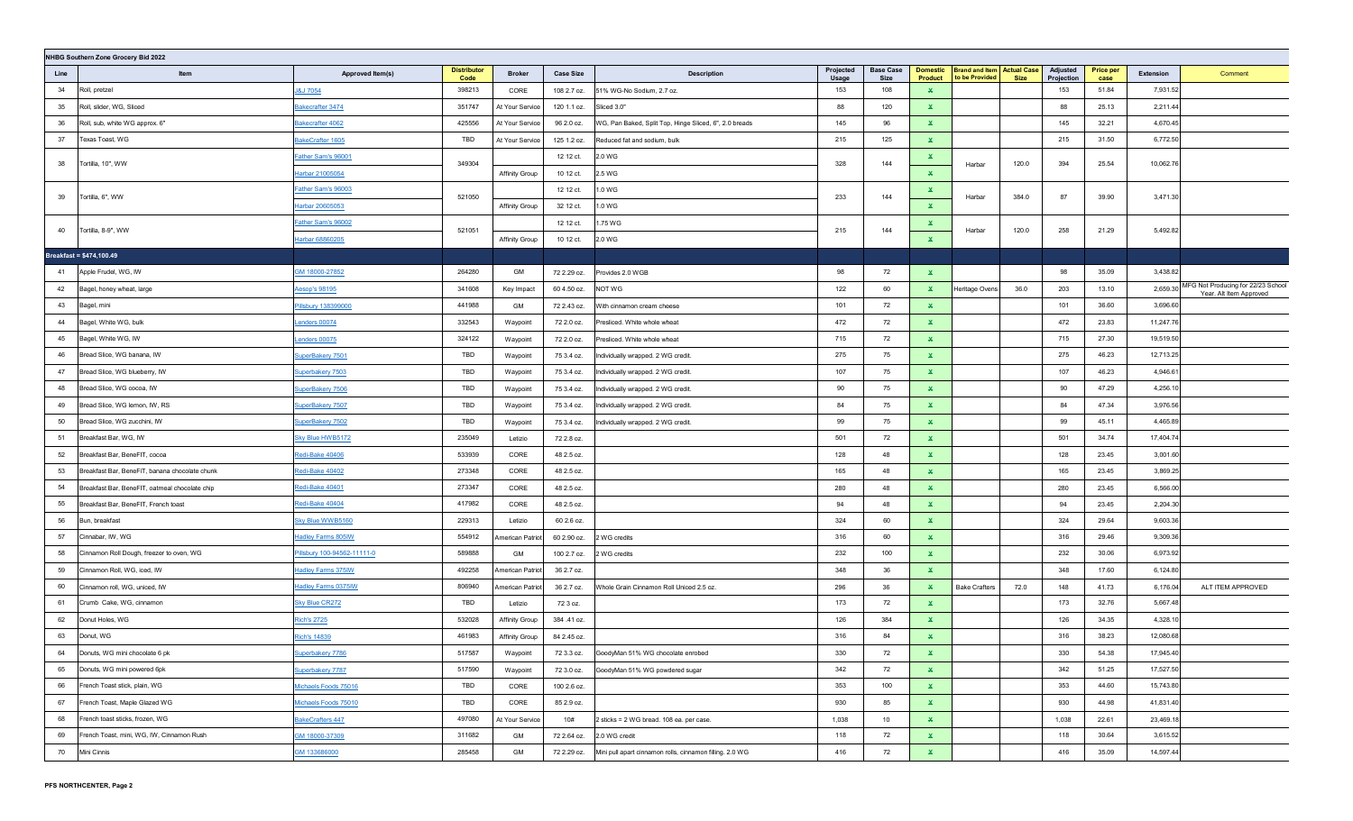**NHBG Southern Zone Grocery Bid 2022**

| Line | Item | Approved Item(s) | Distributor Code | Broker | Case Size | Description | Projected Usage | Base Case Size | Domestic Product | Brand and Item to be Provided | Actual Case Size | Adjusted Projection | Price per case | Extension | Comment |
|---|---|---|---|---|---|---|---|---|---|---|---|---|---|---|---|
| 34 | Roll, pretzel | J&J 7054 | 398213 | CORE | 108 2.7 oz. | 51% WG-No Sodium, 2.7 oz. | 153 | 108 | x | | | 153 | 51.84 | 7,931.52 | |
| 35 | Roll, slider, WG, Sliced | Bakecrafter 3474 | 351747 | At Your Service | 120 1.1 oz. | Sliced 3.0" | 88 | 120 | x | | | 88 | 25.13 | 2,211.44 | |
| 36 | Roll, sub, white WG approx. 6" | Bakecrafter 4062 | 425556 | At Your Service | 96 2.0 oz. | WG, Pan Baked, Split Top, Hinge Sliced, 6", 2.0 breads | 145 | 96 | x | | | 145 | 32.21 | 4,670.45 | |
| 37 | Texas Toast, WG | BakeCrafter 1605 | TBD | At Your Service | 125 1.2 oz. | Reduced fat and sodium, bulk | 215 | 125 | x | | | 215 | 31.50 | 6,772.50 | |
| 38 | Tortilla, 10", WW | Father Sam's 96001 | 349304 | | 12 12 ct. | 2.0 WG | 328 | 144 | x | Harbar | 120.0 | 394 | 25.54 | 10,062.76 | |
| | | Harbar 21005054 | | Affinity Group | 10 12 ct. | 2.5 WG | | | x | | | | | | |
| 39 | Tortilla, 6", WW | Father Sam's 96003 | 521050 | | 12 12 ct. | 1.0 WG | 233 | 144 | x | Harbar | 384.0 | 87 | 39.90 | 3,471.30 | |
| | | Harbar 20605053 | | Affinity Group | 32 12 ct. | 1.0 WG | | | x | | | | | | |
| 40 | Tortilla, 8-9", WW | Father Sam's 96002 | 521051 | | 12 12 ct. | 1.75 WG | 215 | 144 | x | Harbar | 120.0 | 258 | 21.29 | 5,492.82 | |
| | | Harbar 68860205 | | Affinity Group | 10 12 ct. | 2.0 WG | | | x | | | | | | |
| **Breakfast = $474,100.49** | | | | | | | | | | | | | | | |
| 41 | Apple Frudel, WG, IW | GM 18000-27852 | 264280 | GM | 72 2.29 oz. | Provides 2.0 WGB | 98 | 72 | x | | | 98 | 35.09 | 3,438.82 | |
| 42 | Bagel, honey wheat, large | Aesop's 98195 | 341608 | Key Impact | 60 4.50 oz. | NOT WG | 122 | 60 | x | Heritage Ovens | 36.0 | 203 | 13.10 | 2,659.30 | MFG Not Producing for 22/23 School Year. Alt Item Approved |
| 43 | Bagel, mini | Pillsbury 138399000 | 441988 | GM | 72 2.43 oz. | With cinnamon cream cheese | 101 | 72 | x | | | 101 | 36.60 | 3,696.60 | |
| 44 | Bagel, White WG, bulk | Lenders 00074 | 332543 | Waypoint | 72 2.0 oz. | Presliced. White whole wheat | 472 | 72 | x | | | 472 | 23.83 | 11,247.76 | |
| 45 | Bagel, White WG, IW | Lenders 00075 | 324122 | Waypoint | 72 2.0 oz. | Presliced. White whole wheat | 715 | 72 | x | | | 715 | 27.30 | 19,519.50 | |
| 46 | Bread Slice, WG banana, IW | SuperBakery 7501 | TBD | Waypoint | 75 3.4 oz. | Individually wrapped. 2 WG credit. | 275 | 75 | x | | | 275 | 46.23 | 12,713.25 | |
| 47 | Bread Slice, WG blueberry, IW | Superbakery 7503 | TBD | Waypoint | 75 3.4 oz. | Individually wrapped. 2 WG credit. | 107 | 75 | x | | | 107 | 46.23 | 4,946.61 | |
| 48 | Bread Slice, WG cocoa, IW | SuperBakery 7506 | TBD | Waypoint | 75 3.4 oz. | Individually wrapped. 2 WG credit. | 90 | 75 | x | | | 90 | 47.29 | 4,256.10 | |
| 49 | Bread Slice, WG lemon, IW, RS | SuperBakery 7507 | TBD | Waypoint | 75 3.4 oz. | Individually wrapped. 2 WG credit. | 84 | 75 | x | | | 84 | 47.34 | 3,976.56 | |
| 50 | Bread Slice, WG zucchini, IW | SuperBakery 7502 | TBD | Waypoint | 75 3.4 oz. | Individually wrapped. 2 WG credit. | 99 | 75 | x | | | 99 | 45.11 | 4,465.89 | |
| 51 | Breakfast Bar, WG, IW | Sky Blue HWB5172 | 235049 | Letizio | 72 2.8 oz. | | 501 | 72 | x | | | 501 | 34.74 | 17,404.74 | |
| 52 | Breakfast Bar, BeneFIT, cocoa | Redi-Bake 40406 | 533939 | CORE | 48 2.5 oz. | | 128 | 48 | x | | | 128 | 23.45 | 3,001.60 | |
| 53 | Breakfast Bar, BeneFIT, banana chocolate chunk | Redi-Bake 40402 | 273348 | CORE | 48 2.5 oz. | | 165 | 48 | x | | | 165 | 23.45 | 3,869.25 | |
| 54 | Breakfast Bar, BeneFIT, oatmeal chocolate chip | Redi-Bake 40401 | 273347 | CORE | 48 2.5 oz. | | 280 | 48 | x | | | 280 | 23.45 | 6,566.00 | |
| 55 | Breakfast Bar, BeneFIT, French toast | Redi-Bake 40404 | 417982 | CORE | 48 2.5 oz. | | 94 | 48 | x | | | 94 | 23.45 | 2,204.30 | |
| 56 | Bun, breakfast | Sky Blue WWB5160 | 229313 | Letizio | 60 2.6 oz. | | 324 | 60 | x | | | 324 | 29.64 | 9,603.36 | |
| 57 | Cinnabar, IW, WG | Hadley Farms 805IW | 554912 | American Patriot | 60 2.90 oz. | 2 WG credits | 316 | 60 | x | | | 316 | 29.46 | 9,309.36 | |
| 58 | Cinnamon Roll Dough, freezer to oven, WG | Pillsbury 100-94562-11111-0 | 589888 | GM | 100 2.7 oz. | 2 WG credits | 232 | 100 | x | | | 232 | 30.06 | 6,973.92 | |
| 59 | Cinnamon Roll, WG, iced, IW | Hadley Farms 375IW | 492258 | American Patriot | 36 2.7 oz. | | 348 | 36 | x | | | 348 | 17.60 | 6,124.80 | |
| 60 | Cinnamon roll, WG, uniced, IW | Hadley Farms 0375IW | 806940 | American Patriot | 36 2.7 oz. | Whole Grain Cinnamon Roll Uniced 2.5 oz. | 296 | 36 | x | Bake Crafters | 72.0 | 148 | 41.73 | 6,176.04 | ALT ITEM APPROVED |
| 61 | Crumb Cake, WG, cinnamon | Sky Blue CR272 | TBD | Letizio | 72 3 oz. | | 173 | 72 | x | | | 173 | 32.76 | 5,667.48 | |
| 62 | Donut Holes, WG | Rich's 2725 | 532028 | Affinity Group | 384 .41 oz. | | 126 | 384 | x | | | 126 | 34.35 | 4,328.10 | |
| 63 | Donut, WG | Rich's 14839 | 461983 | Affinity Group | 84 2.45 oz. | | 316 | 84 | x | | | 316 | 38.23 | 12,080.68 | |
| 64 | Donuts, WG mini chocolate 6 pk | Superbakery 7786 | 517587 | Waypoint | 72 3.3 oz. | GoodyMan 51% WG chocolate enrobed | 330 | 72 | x | | | 330 | 54.38 | 17,945.40 | |
| 65 | Donuts, WG mini powered 6pk | Superbakery 7787 | 517590 | Waypoint | 72 3.0 oz. | GoodyMan 51% WG powdered sugar | 342 | 72 | x | | | 342 | 51.25 | 17,527.50 | |
| 66 | French Toast stick, plain, WG | Michaels Foods 75016 | TBD | CORE | 100 2.6 oz. | | 353 | 100 | x | | | 353 | 44.60 | 15,743.80 | |
| 67 | French Toast, Maple Glazed WG | Michaels Foods 75010 | TBD | CORE | 85 2.9 oz. | | 930 | 85 | x | | | 930 | 44.98 | 41,831.40 | |
| 68 | French toast sticks, frozen, WG | BakeCrafters 447 | 497080 | At Your Service | 10# | 2 sticks = 2 WG bread. 108 ea. per case. | 1,038 | 10 | x | | | 1,038 | 22.61 | 23,469.18 | |
| 69 | French Toast, mini, WG, IW, Cinnamon Rush | GM 18000-37309 | 311682 | GM | 72 2.64 oz. | 2.0 WG credit | 118 | 72 | x | | | 118 | 30.64 | 3,615.52 | |
| 70 | Mini Cinnis | GM 133686000 | 285458 | GM | 72 2.29 oz. | Mini pull apart cinnamon rolls, cinnamon filling. 2.0 WG | 416 | 72 | x | | | 416 | 35.09 | 14,597.44 | |

PFS NORTHCENTER, Page 2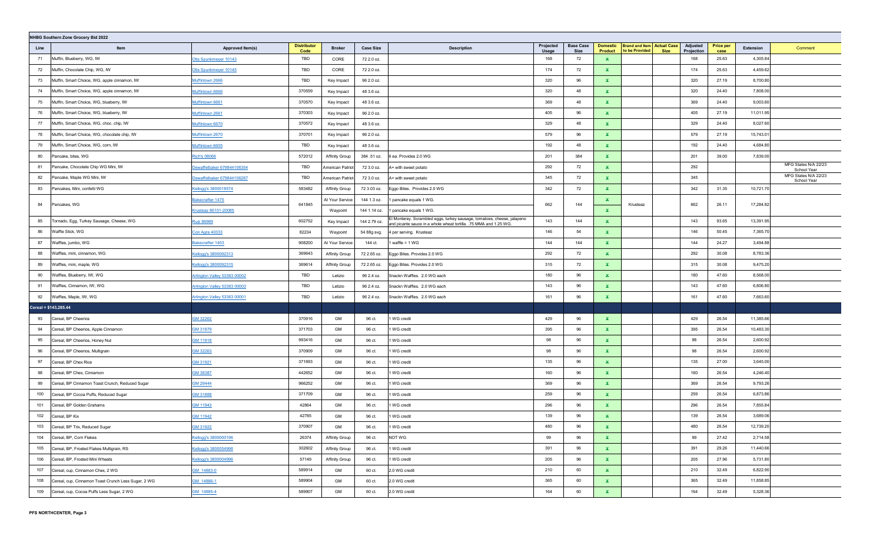## NHBG Southern Zone Grocery Bid 2022

| Line | Item | Approved Item(s) | Distributor Code | Broker | Case Size | Description | Projected Usage | Base Case Size | Domestic Product | Brand and Item to be Provided | Actual Case Size | Adjusted Projection | Price per case | Extension | Comment |
|---|---|---|---|---|---|---|---|---|---|---|---|---|---|---|---|
| 71 | Muffin, Blueberry, WG, IW | Otis Spunkmeyer 10143 | TBD | CORE | 72 2.0 oz. | | 168 | 72 | x | | | 168 | 25.63 | 4,305.84 | |
| 72 | Muffin, Chocolate Chip, WG, IW | Otis Spunkmeyer 10145 | TBD | CORE | 72 2.0 oz. | | 174 | 72 | x | | | 174 | 25.63 | 4,459.62 | |
| 73 | Muffin, Smart Choice, WG, apple cinnamon, IW | Muffintown 2666 | TBD | Key Impact | 96 2.0 oz. | | 320 | 96 | x | | | 320 | 27.19 | 8,700.80 | |
| 74 | Muffin, Smart Choice, WG, apple cinnamon, IW | Muffintown 6666 | 370559 | Key Impact | 48 3.6 oz. | | 320 | 48 | x | | | 320 | 24.40 | 7,808.00 | |
| 75 | Muffin, Smart Choice, WG, blueberry, IW | Muffintown 6661 | 370570 | Key Impact | 48 3.6 oz. | | 369 | 48 | x | | | 369 | 24.40 | 9,003.60 | |
| 76 | Muffin, Smart Choice, WG, blueberry, IW | Muffintown 2661 | 370303 | Key Impact | 96 2.0 oz. | | 405 | 96 | x | | | 405 | 27.19 | 11,011.95 | |
| 77 | Muffin, Smart Choice, WG, choc. chip, IW | Muffintown 6670 | 370572 | Key Impact | 48 3.6 oz. | | 329 | 48 | x | | | 329 | 24.40 | 8,027.60 | |
| 78 | Muffin, Smart Choice, WG, chocolate chip, IW | Muffintown 2670 | 370701 | Key Impact | 96 2.0 oz. | | 579 | 96 | x | | | 579 | 27.19 | 15,743.01 | |
| 79 | Muffin, Smart Choice, WG, corn, IW | Muffintown 6605 | TBD | Key Impact | 48 3.6 oz. | | 192 | 48 | x | | | 192 | 24.40 | 4,684.80 | |
| 80 | Pancake, bites, WG | Rich's 08066 | 572012 | Affinity Group | 384 .51 oz. | 6 ea. Provides 2.0 WG | 201 | 384 | x | | | 201 | 39.00 | 7,839.00 | |
| 81 | Pancake, Chocolate Chip WG Mini, IW | Dewaffelbaker 679844106354 | TBD | American Patriot | 72 3.0 oz. | A+ with sweet potato | 292 | 72 | x | | | 292 | | | MFG States N/A 22/23 School Year |
| 82 | Pancake, Maple WG Mini, IW | Dewaffelbaker 679844106287 | TBD | American Patriot | 72 3.0 oz. | A+ with sweet potato | 345 | 72 | x | | | 345 | | | MFG States N/A 22/23 School Year |
| 83 | Pancakes, Mini, confetti WG | Kellogg's 3800018574 | 583482 | Affinity Group | 72 3.03 oz. | Eggo Bites. Provides 2.0 WG | 342 | 72 | x | | | 342 | 31.35 | 10,721.70 | |
| 84 | Pancakes, WG | Bakecrafter 1475 | 641845 | At Your Service | 144 1.3 oz. | 1 pancake equals 1 WG. | 662 | 144 | x | Krusteaz | | 662 | 26.11 | 17,284.82 | |
| | | Krusteaz 86151-20085 | | Waypoint | 144 1.14 oz. | 1 pancake equals 1 WG. | | | x | | | | | | |
| 85 | Tornado, Egg, Turkey Sausage, Cheese, WG | Ruiz 86969 | 602752 | Key Impact | 144 2.79 oz. | El Monterey. Scrambled eggs, turkey sausage, tomatoes, cheese, jalapeno and picante sauce in a whole wheat tortilla. .75 MMA and 1.25 WG. | 143 | 144 | x | | | 143 | 93.65 | 13,391.95 | |
| 86 | Waffle Stick, WG | Con Agra 40333 | 82234 | Waypoint | 54 88g svg. | 4 per serving. Krusteaz | 146 | 54 | x | | | 146 | 50.45 | 7,365.70 | |
| 87 | Waffles, jumbo, WG | Bakecrafter 1453 | 908200 | At Your Service | 144 ct. | 1 waffle = 1 WG | 144 | 144 | x | | | 144 | 24.27 | 3,494.88 | |
| 88 | Waffles, mini, cinnamon, WG | Kellogg's 3800092313 | 369643 | Affinity Group | 72 2.65 oz. | Eggo Bites. Provides 2.0 WG | 292 | 72 | x | | | 292 | 30.08 | 8,783.36 | |
| 89 | Waffles, mini, maple, WG | Kellogg's 3800092315 | 369614 | Affinity Group | 72 2.65 oz. | Eggo Bites. Provides 2.0 WG | 315 | 72 | x | | | 315 | 30.08 | 9,475.20 | |
| 90 | Waffles, Blueberry, IW, WG | Arlington Valley 53363 00002 | TBD | Letizio | 96 2.4 oz. | Snackn Waffles. 2.0 WG each | 180 | 96 | x | | | 180 | 47.60 | 8,568.00 | |
| 91 | Waffles, Cinnamon, IW, WG | Arlington Valley 53363 00003 | TBD | Letizio | 96 2.4 oz. | Snackn Waffles. 2.0 WG each | 143 | 96 | x | | | 143 | 47.60 | 6,806.80 | |
| 92 | Waffles, Maple, IW, WG | Arlington Valley 53363 00001 | TBD | Letizio | 96 2.4 oz. | Snackn Waffles. 2.0 WG each | 161 | 96 | x | | | 161 | 47.60 | 7,663.60 | |
| **Cereal = $143,285.44** | | | | | | | | | | | | | | | |
| 93 | Cereal, BP Cheerios | GM 32262 | 370916 | GM | 96 ct. | 1 WG credit | 429 | 96 | x | | | 429 | 26.54 | 11,385.66 | |
| 94 | Cereal, BP Cheerios, Apple Cinnamon | GM 31879 | 371703 | GM | 96 ct. | 1 WG credit | 395 | 96 | x | | | 395 | 26.54 | 10,483.30 | |
| 95 | Cereal, BP Cheerios, Honey Nut | GM 11918 | 993416 | GM | 96 ct. | 1 WG credit | 98 | 96 | x | | | 98 | 26.54 | 2,600.92 | |
| 96 | Cereal, BP Cheerios, Multigrain | GM 32263 | 370909 | GM | 96 ct. | 1 WG credit | 98 | 96 | x | | | 98 | 26.54 | 2,600.92 | |
| 97 | Cereal, BP Chex Rice | GM 31921 | 371693 | GM | 96 ct. | 1 WG credit | 135 | 96 | x | | | 135 | 27.00 | 3,645.00 | |
| 98 | Cereal, BP Chex, Cinnamon | GM 38387 | 442652 | GM | 96 ct. | 1 WG credit | 160 | 96 | x | | | 160 | 26.54 | 4,246.40 | |
| 99 | Cereal, BP Cinnamon Toast Crunch, Reduced Sugar | GM 29444 | 966252 | GM | 96 ct. | 1 WG credit | 369 | 96 | x | | | 369 | 26.54 | 9,793.26 | |
| 100 | Cereal, BP Cocoa Puffs, Reduced Sugar | GM 31888 | 371709 | GM | 96 ct. | 1 WG credit | 259 | 96 | x | | | 259 | 26.54 | 6,873.86 | |
| 101 | Cereal, BP Golden Grahams | GM 11943 | 42864 | GM | 96 ct. | 1 WG credit | 296 | 96 | x | | | 296 | 26.54 | 7,855.84 | |
| 102 | Cereal, BP Kix | GM 11942 | 42785 | GM | 96 ct. | 1 WG credit | 139 | 96 | x | | | 139 | 26.54 | 3,689.06 | |
| 103 | Cereal, BP Trix, Reduced Sugar | GM 31922 | 370907 | GM | 96 ct. | 1 WG credit | 480 | 96 | x | | | 480 | 26.54 | 12,739.20 | |
| 104 | Cereal, BP, Corn Flakes | Kellogg's 3800000196 | 26374 | Affinity Group | 96 ct. | NOT WG | 99 | 96 | x | | | 99 | 27.42 | 2,714.58 | |
| 105 | Cereal, BP, Frosted Flakes Multigrain, RS | Kellogg's 3800054998 | 302602 | Affinity Group | 96 ct. | 1 WG credit | 391 | 96 | x | | | 391 | 29.26 | 11,440.66 | |
| 106 | Cereal, BP, Frosted Mini Wheats | Kellogg's 3800004996 | 57149 | Affinity Group | 96 ct. | 1 WG credit | 205 | 96 | x | | | 205 | 27.96 | 5,731.80 | |
| 107 | Cereal, cup, Cinnamon Chex, 2 WG | GM 14883-0 | 589914 | GM | 60 ct. | 2.0 WG credit | 210 | 60 | x | | | 210 | 32.49 | 6,822.90 | |
| 108 | Cereal, cup, Cinnamon Toast Crunch Less Sugar, 2 WG | GM 14886-1 | 589904 | GM | 60 ct. | 2.0 WG credit | 365 | 60 | x | | | 365 | 32.49 | 11,858.85 | |
| 109 | Cereal, cup, Cocoa Puffs Less Sugar, 2 WG | GM 14885-4 | 589907 | GM | 60 ct. | 2.0 WG credit | 164 | 60 | x | | | 164 | 32.49 | 5,328.36 | |

PFS NORTHCENTER, Page 3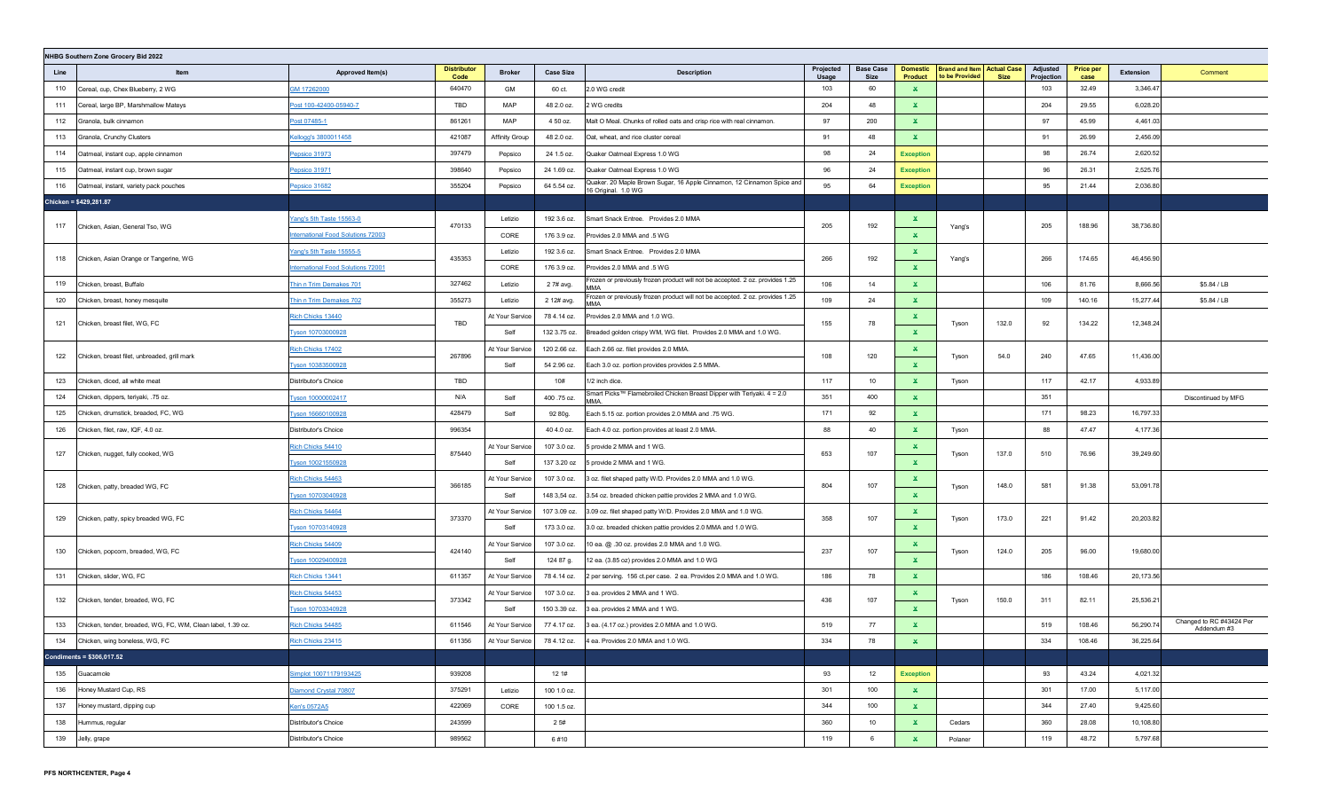**NHBG Southern Zone Grocery Bid 2022**

| Line | Item | Approved Item(s) | Distributor Code | Broker | Case Size | Description | Projected Usage | Base Case Size | Domestic Product | Brand and Item to be Provided | Actual Case Size | Adjusted Projection | Price per case | Extension | Comment |
|---|---|---|---|---|---|---|---|---|---|---|---|---|---|---|---|
| 110 | Cereal, cup, Chex Blueberry, 2 WG | GM 17262000 | 640470 | GM | 60 ct. | 2.0 WG credit | 103 | 60 | x | | | 103 | 32.49 | 3,346.47 | |
| 111 | Cereal, large BP, Marshmallow Mateys | Post 100-42400-05940-7 | TBD | MAP | 48 2.0 oz. | 2 WG credits | 204 | 48 | x | | | 204 | 29.55 | 6,028.20 | |
| 112 | Granola, bulk cinnamon | Post 07485-1 | 861261 | MAP | 4 50 oz. | Malt O Meal. Chunks of rolled oats and crisp rice with real cinnamon. | 97 | 200 | x | | | 97 | 45.99 | 4,461.03 | |
| 113 | Granola, Crunchy Clusters | Kellogg's 3800011458 | 421087 | Affinity Group | 48 2.0 oz. | Oat, wheat, and rice cluster cereal | 91 | 48 | x | | | 91 | 26.99 | 2,456.09 | |
| 114 | Oatmeal, instant cup, apple cinnamon | Pepsico 31973 | 397479 | Pepsico | 24 1.5 oz. | Quaker Oatmeal Express 1.0 WG | 98 | 24 | Exception | | | 98 | 26.74 | 2,620.52 | |
| 115 | Oatmeal, instant cup, brown sugar | Pepsico 31971 | 398640 | Pepsico | 24 1.69 oz. | Quaker Oatmeal Express 1.0 WG | 96 | 24 | Exception | | | 96 | 26.31 | 2,525.76 | |
| 116 | Oatmeal, instant, variety pack pouches | Pepsico 31682 | 355204 | Pepsico | 64 5.54 oz. | Quaker. 20 Maple Brown Sugar, 16 Apple Cinnamon, 12 Cinnamon Spice and 16 Original. 1.0 WG | 95 | 64 | Exception | | | 95 | 21.44 | 2,036.80 | |
| **Chicken = $429,281.87** | | | | | | | | | | | | | | | |
| 117 | Chicken, Asian, General Tso, WG | Yang's 5th Taste 15563-0 | 470133 | Letizio | 192 3.6 oz. | Smart Snack Entree. Provides 2.0 MMA | 205 | 192 | x | Yang's | | 205 | 188.96 | 38,736.80 | |
| | | International Food Solutions 72003 | | CORE | 176 3.9 oz. | Provides 2.0 MMA and .5 WG | | | x | | | | | | |
| 118 | Chicken, Asian Orange or Tangerine, WG | Yang's 5th Taste 15555-5 | 435353 | Letizio | 192 3.6 oz. | Smart Snack Entree. Provides 2.0 MMA | 266 | 192 | x | Yang's | | 266 | 174.65 | 46,456.90 | |
| | | International Food Solutions 72001 | | CORE | 176 3.9 oz. | Provides 2.0 MMA and .5 WG | | | x | | | | | | |
| 119 | Chicken, breast, Buffalo | Thin n Trim Demakes 701 | 327462 | Letizio | 2 7# avg. | Frozen or previously frozen product will not be accepted. 2 oz. provides 1.25 MMA | 106 | 14 | x | | | 106 | 81.76 | 8,666.56 | $5.84 / LB |
| 120 | Chicken, breast, honey mesquite | Thin n Trim Demakes 702 | 355273 | Letizio | 2 12# avg. | Frozen or previously frozen product will not be accepted. 2 oz. provides 1.25 MMA | 109 | 24 | x | | | 109 | 140.16 | 15,277.44 | $5.84 / LB |
| 121 | Chicken, breast filet, WG, FC | Rich Chicks 13440 | TBD | At Your Service | 78 4.14 oz. | Provides 2.0 MMA and 1.0 WG. | 155 | 78 | x | Tyson | 132.0 | 92 | 134.22 | 12,348.24 | |
| | | Tyson 10703000928 | | Self | 132 3.75 oz. | Breaded golden crispy WM, WG filet. Provides 2.0 MMA and 1.0 WG. | | | x | | | | | | |
| 122 | Chicken, breast fillet, unbreaded, grill mark | Rich Chicks 17402 | 267896 | At Your Service | 120 2.66 oz. | Each 2.66 oz. filet provides 2.0 MMA. | 108 | 120 | x | Tyson | 54.0 | 240 | 47.65 | 11,436.00 | |
| | | Tyson 10383500928 | | Self | 54 2.96 oz. | Each 3.0 oz. portion provides provides 2.5 MMA. | | | x | | | | | | |
| 123 | Chicken, diced, all white meat | Distributor's Choice | TBD | | 10# | 1/2 inch dice. | 117 | 10 | x | Tyson | | 117 | 42.17 | 4,933.89 | |
| 124 | Chicken, dippers, teriyaki, .75 oz. | Tyson 10000002417 | N/A | Self | 400 .75 oz. | Smart Picks™ Flamebroiled Chicken Breast Dipper with Teriyaki. 4 = 2.0 MMA. | 351 | 400 | x | | | 351 | | | Discontinued by MFG |
| 125 | Chicken, drumstick, breaded, FC, WG | Tyson 16660100928 | 428479 | Self | 92 80g. | Each 5.15 oz. portion provides 2.0 MMA and .75 WG. | 171 | 92 | x | | | 171 | 98.23 | 16,797.33 | |
| 126 | Chicken, filet, raw, IQF, 4.0 oz. | Distributor's Choice | 996354 | | 40 4.0 oz. | Each 4.0 oz. portion provides at least 2.0 MMA. | 88 | 40 | x | Tyson | | 88 | 47.47 | 4,177.36 | |
| 127 | Chicken, nugget, fully cooked, WG | Rich Chicks 54410 | 875440 | At Your Service | 107 3.0 oz. | 5 provide 2 MMA and 1 WG. | 653 | 107 | x | Tyson | 137.0 | 510 | 76.96 | 39,249.60 | |
| | | Tyson 10021550928 | | Self | 137 3.20 oz | 5 provide 2 MMA and 1 WG. | | | x | | | | | | |
| 128 | Chicken, patty, breaded WG, FC | Rich Chicks 54463 | 366185 | At Your Service | 107 3.0 oz. | 3 oz. filet shaped patty W/D. Provides 2.0 MMA and 1.0 WG. | 804 | 107 | x | Tyson | 148.0 | 581 | 91.38 | 53,091.78 | |
| | | Tyson 10703040928 | | Self | 148 3,54 oz. | 3.54 oz. breaded chicken pattie provides 2 MMA and 1.0 WG. | | | x | | | | | | |
| 129 | Chicken, patty, spicy breaded WG, FC | Rich Chicks 54464 | 373370 | At Your Service | 107 3.09 oz. | 3.09 oz. filet shaped patty W/D. Provides 2.0 MMA and 1.0 WG. | 358 | 107 | x | Tyson | 173.0 | 221 | 91.42 | 20,203.82 | |
| | | Tyson 10703140928 | | Self | 173 3.0 oz. | 3.0 oz. breaded chicken pattie provides 2.0 MMA and 1.0 WG. | | | x | | | | | | |
| 130 | Chicken, popcorn, breaded, WG, FC | Rich Chicks 54409 | 424140 | At Your Service | 107 3.0 oz. | 10 ea. @ .30 oz. provides 2.0 MMA and 1.0 WG. | 237 | 107 | x | Tyson | 124.0 | 205 | 96.00 | 19,680.00 | |
| | | Tyson 10029400928 | | Self | 124 87 g. | 12 ea. (3.85 oz) provides 2.0 MMA and 1.0 WG | | | x | | | | | | |
| 131 | Chicken, slider, WG, FC | Rich Chicks 13441 | 611357 | At Your Service | 78 4.14 oz. | 2 per serving. 156 ct.per case. 2 ea. Provides 2.0 MMA and 1.0 WG. | 186 | 78 | x | | | 186 | 108.46 | 20,173.56 | |
| 132 | Chicken, tender, breaded, WG, FC | Rich Chicks 54453 | 373342 | At Your Service | 107 3.0 oz. | 3 ea. provides 2 MMA and 1 WG. | 436 | 107 | x | Tyson | 150.0 | 311 | 82.11 | 25,536.21 | |
| | | Tyson 10703340928 | | Self | 150 3.39 oz. | 3 ea. provides 2 MMA and 1 WG. | | | x | | | | | | |
| 133 | Chicken, tender, breaded, WG, FC, WM, Clean label, 1.39 oz. | Rich Chicks 54485 | 611546 | At Your Service | 77 4.17 oz. | 3 ea. (4.17 oz.) provides 2.0 MMA and 1.0 WG. | 519 | 77 | x | | | 519 | 108.46 | 56,290.74 | Changed to RC #43424 Per Addendum #3 |
| 134 | Chicken, wing boneless, WG, FC | Rich Chicks 23415 | 611356 | At Your Service | 78 4.12 oz. | 4 ea. Provides 2.0 MMA and 1.0 WG. | 334 | 78 | x | | | 334 | 108.46 | 36,225.64 | |
| **Condiments = $306,017.52** | | | | | | | | | | | | | | | |
| 135 | Guacamole | Simplot 10071179193425 | 939208 | | 12 1# | | 93 | 12 | Exception | | | 93 | 43.24 | 4,021.32 | |
| 136 | Honey Mustard Cup, RS | Diamond Crystal 70807 | 375291 | Letizio | 100 1.0 oz. | | 301 | 100 | x | | | 301 | 17.00 | 5,117.00 | |
| 137 | Honey mustard, dipping cup | Ken's 0572A5 | 422069 | CORE | 100 1.5 oz. | | 344 | 100 | x | | | 344 | 27.40 | 9,425.60 | |
| 138 | Hummus, regular | Distributor's Choice | 243599 | | 2 5# | | 360 | 10 | x | Cedars | | 360 | 28.08 | 10,108.80 | |
| 139 | Jelly, grape | Distributor's Choice | 989562 | | 6 #10 | | 119 | 6 | x | Polaner | | 119 | 48.72 | 5,797.68 | |

PFS NORTHCENTER, Page 4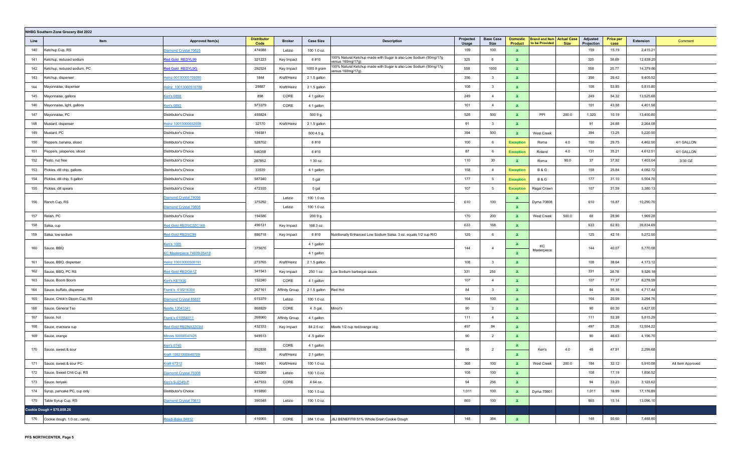**NHBG Southern Zone Grocery Bid 2022**

| Line | Item | Approved Item(s) | Distributor Code | Broker | Case Size | Description | Projected Usage | Base Case Size | Domestic Product | Brand and Item to be Provided | Actual Case Size | Adjusted Projection | Price per case | Extension | Comment |
|---|---|---|---|---|---|---|---|---|---|---|---|---|---|---|---|
| 140 | Ketchup Cup, RS | Diamond Crystal 70825 | 474088 | Letizio | 100 1.0 oz. | | 159 | 100 | X | | | 159 | 15.19 | 2,415.21 | |
| 141 | Ketchup, reduced sodium | Red Gold REDYL99 | 321223 | Key Impact | 6 #10 | 100% Natural Ketchup made with Sugar is also Low Sodium (50mg/17g versus 160mg/17g). | 325 | 6 | X | | | 325 | 38.89 | 12,639.25 | |
| 142 | Ketchup, reduced sodium, PC | Red Gold REDYL9G | 292524 | Key Impact | 1000 9 gram | 100% Natural Ketchup made with Sugar is also Low Sodium (50mg/17g versus 160mg/17g). | 558 | 1000 | X | | | 558 | 25.77 | 14,379.66 | |
| 143 | Ketchup, dispenser | Heinz 00130005155000 | 1844 | Kraft/Heinz | 2 1.5 gallon | | 356 | 3 | X | | | 356 | 26.42 | 9,405.52 | |
| 144 | Mayonnaise, dispenser | Heinz 10013000516706 | 29887 | Kraft/Heinz | 2 1.5 gallon | | 108 | 3 | X | | | 108 | 53.85 | 5,815.80 | |
| 145 | Mayonnaise, gallons | Ken's 0898 | 898 | CORE | 4 1 gallon | | 249 | 4 | X | | | 249 | 54.32 | 13,525.68 | |
| 146 | Mayonnaise, light, gallons | Ken's 0892 | 973379 | CORE | 4 1 gallon | | 101 | 4 | X | | | 101 | 43.58 | 4,401.58 | |
| 147 | Mayonnaise, PC | Distributor's Choice | 455824 | | 500 9 g. | | 528 | 500 | X | PPI | 200.0 | 1,320 | 10.19 | 13,450.80 | |
| 148 | Mustard, dispenser | Heinz 10013000652008 | 32170 | Kraft/Heinz | 2 1.5 gallon | | 91 | 3 | X | | | 91 | 24.88 | 2,264.08 | |
| 149 | Mustard, PC | Distributor's Choice | 194581 | | 500 4.5 g. | | 394 | 500 | X | West Creek | | 394 | 13.25 | 5,220.50 | |
| 150 | Peppers, banana, sliced | Distributor's Choice | 528702 | | 6 #10 | | 100 | 6 | Exception | Roma | 4.0 | 150 | 29.75 | 4,462.50 | 4/1 GALLON |
| 151 | Peppers, jalapenos, sliced | Distributor's Choice | 546358 | | 6 #10 | | 87 | 6 | Exception | Roland | 4.0 | 131 | 35.21 | 4,612.51 | 4/1 GALLON |
| 152 | Pesto, nut free | Distributor's Choice | 287852 | | 1 30 oz. | | 110 | 30 | X | Roma | 90.0 | 37 | 37.92 | 1,403.04 | 3/30 OZ |
| 153 | Pickles, dill chip, gallons | Distributor's Choice | 33539 | | 4 1 gallon | | 158 | 4 | Exception | B & G | | 158 | 25.84 | 4,082.72 | |
| 154 | Pickles, dill chip, 5 gallon | Distributor's Choice | 587340 | | 5 gal | | 177 | 5 | Exception | B & G | | 177 | 31.10 | 5,504.70 | |
| 155 | Pickles, dill spears | Distributor's Choice | 472335 | | 5 gal | | 107 | 5 | Exception | Regal Crown | | 107 | 31.59 | 3,380.13 | |
| 156 | Ranch Cup, RS | Diamond Crystal 74056 | 375292 | Letizio | 100 1.0 oz. | | 610 | 100 | X | Dyma 70808 | | 610 | 16.87 | 10,290.70 | |
| | | Diamond Crystal 70808 | | Letizio | 100 1.0 oz. | | | | X | | | | | | |
| 157 | Relish, PC | Distributor's Choice | 194586 | | 200 9 g. | | 170 | 200 | X | West Creek | 500.0 | 68 | 28.96 | 1,969.28 | |
| 158 | Salsa, cup | Red Gold REDSC2ZC168 | 496131 | Key Impact | 168 3 oz. | | 633 | 168 | X | | | 633 | 62.93 | 39,834.69 | |
| 159 | Salsa, low sodium | Red Gold REDSC99 | 886718 | Key Impact | 6 #10 | Nutritionally Enhanced Low Sodium Salsa. 3 oz. equals 1/2 cup R/O | 125 | 6 | X | | | 125 | 42.18 | 5,272.50 | |
| 160 | Sauce, BBQ | Ken's 1055 | 375676 | | 4 1 gallon | | 144 | 4 | X | KC Masterpiece | | 144 | 40.07 | 5,770.08 | |
| | | KC Masterpiece 74609-05418 | | | 4 1 gallon | | | | X | | | | | | |
| 161 | Sauce, BBQ, dispenser | Heinz 10013000500101 | 273765 | Kraft/Heinz | 2 1.5 gallon | | 108 | 3 | X | | | 108 | 38.64 | 4,173.12 | |
| 162 | Sauce, BBQ, PC RS | Red Gold REDOA1Z | 341543 | Key Impact | 250 1 oz. | Low Sodium barbeque sauce. | 331 | 250 | X | | | 331 | 28.78 | 9,526.18 | |
| 163 | Sauce, Boom Boom | Ken's KE1936 | 152240 | CORE | 4 1 gallon | | 107 | 4 | X | | | 107 | 77.37 | 8,278.59 | |
| 164 | Sauce, buffalo, dispenser | Frank's 418216304 | 267161 | Affinity Group | 2 1.5 gallon | Red Hot | 84 | 3 | X | | | 84 | 56.16 | 4,717.44 | |
| 165 | Sauce, Chick'n Dippin Cup, RS | Diamond Crystal 85837 | 615379 | Letizio | 100 1.0 oz. | | 164 | 100 | X | | | 164 | 20.09 | 3,294.76 | |
| 166 | Sauce, General Tso | Nestle 12043341 | 868829 | CORE | 4 .5 gal. | Minor's | 90 | 2 | X | | | 90 | 60.30 | 5,427.00 | |
| 167 | Sauce, hot | Frank's 410556011 | 268060 | Affinity Group | 4 1 gallon | | 111 | 4 | X | | | 111 | 52.39 | 5,815.29 | |
| 168 | Sauce, marinara cup | Red Gold REDNA2ZC84 | 432333 | Key Impact | 84 2.5 oz. | Meets 1/2 cup red/orange veg. | 497 | 84 | X | | | 497 | 25.26 | 12,554.22 | |
| 169 | Sauce, orange | Minors 50000547425 | 949513 | | 4 .5 gallon | | 90 | 2 | X | | | 90 | 46.63 | 4,196.70 | |
| 170 | Sauce, sweet & sour | Ken's 0740 | 892838 | CORE | 4 1 gallon | | 95 | 2 | X | Ken's | 4.0 | 48 | 47.91 | 2,299.68 | |
| | | Kraft 10021000648709 | | Kraft/Heinz | 2 1 gallon | | | | X | | | | | | |
| 171 | Sauce, sweet & sour PC | Kraft 67212 | 194601 | Kraft/Heinz | 100 1.0 oz. | | 368 | 100 | X | West Creek | 200.0 | 184 | 32.12 | 5,910.08 | Alt Item Approved |
| 172 | Sauce, Sweet Chili Cup, RS | Diamond Crystal 76308 | 623265 | Letizio | 100 1.0 oz. | | 108 | 100 | X | | | 108 | 17.19 | 1,856.52 | |
| 173 | Sauce, teriyaki | Ken's SJ2349-P | 447533 | CORE | 4 64 oz. | | 94 | 256 | X | | | 94 | 33.23 | 3,123.62 | |
| 174 | Syrup, pancake PC, cup only | Distributor's Choice | 915890 | | 100 1.5 oz. | | 1,011 | 100 | X | Dyma 75901 | | 1,011 | 16.99 | 17,176.89 | |
| 175 | Table Syrup Cup, RS | Diamond Crystal 70813 | 390348 | Letizio | 100 1.0 oz. | | 865 | 100 | X | | | 865 | 15.14 | 13,096.10 | |
| **Cookie Dough = $70,858.26** | | | | | | | | | | | | | | | |
| 176 | Cookie dough, 1.0 oz., candy | Readi-Bake 04912 | 416065 | CORE | 384 1.0 oz. | J&J BENEFIT® 51% Whole Grain Cookie Dough | 148 | 384 | X | | | 148 | 50.60 | 7,488.80 | |

PFS NORTHCENTER, Page 5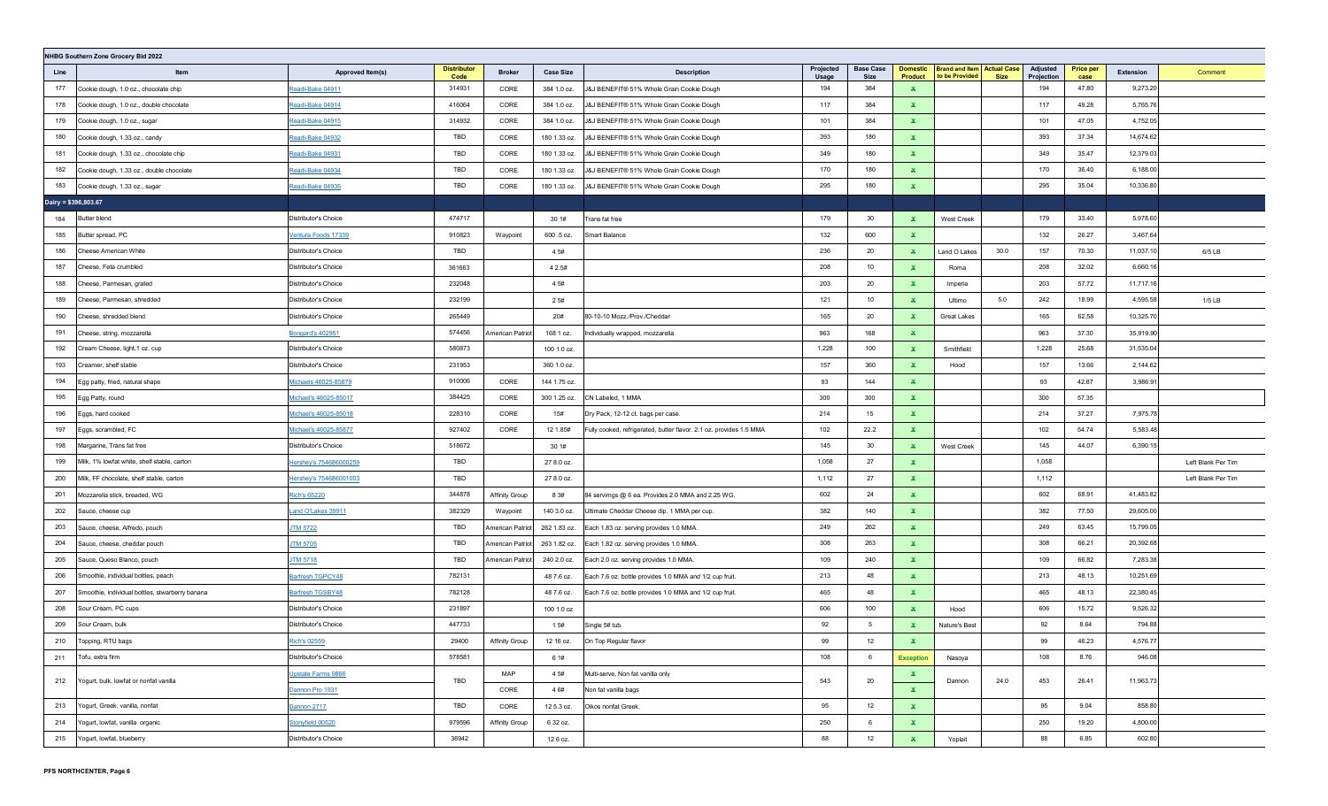**NHBG Southern Zone Grocery Bid 2022**

| Line | Item | Approved Item(s) | Distributor Code | Broker | Case Size | Description | Projected Usage | Base Case Size | Domestic Product | Brand and Item to be Provided | Actual Case Size | Adjusted Projection | Price per case | Extension | Comment |
|---|---|---|---|---|---|---|---|---|---|---|---|---|---|---|---|
| 177 | Cookie dough, 1.0 oz., chocolate chip | Readi-Bake 04911 | 314931 | CORE | 384 1.0 oz. | J&J BENEFIT® 51% Whole Grain Cookie Dough | 194 | 384 | X | | | 194 | 47.80 | 9,273.20 | |
| 178 | Cookie dough, 1.0 oz., double chocolate | Readi-Bake 04914 | 416064 | CORE | 384 1.0 oz. | J&J BENEFIT® 51% Whole Grain Cookie Dough | 117 | 384 | X | | | 117 | 49.28 | 5,765.76 | |
| 179 | Cookie dough, 1.0 oz., sugar | Readi-Bake 04915 | 314932 | CORE | 384 1.0 oz. | J&J BENEFIT® 51% Whole Grain Cookie Dough | 101 | 384 | X | | | 101 | 47.05 | 4,752.05 | |
| 180 | Cookie dough, 1.33 oz., candy | Readi-Bake 04932 | TBD | CORE | 180 1.33 oz. | J&J BENEFIT® 51% Whole Grain Cookie Dough | 393 | 180 | X | | | 393 | 37.34 | 14,674.62 | |
| 181 | Cookie dough, 1.33 oz., chocolate chip | Readi-Bake 04931 | TBD | CORE | 180 1.33 oz. | J&J BENEFIT® 51% Whole Grain Cookie Dough | 349 | 180 | X | | | 349 | 35.47 | 12,379.03 | |
| 182 | Cookie dough, 1.33 oz., double chocolate | Readi-Bake 04934 | TBD | CORE | 180 1.33 oz. | J&J BENEFIT® 51% Whole Grain Cookie Dough | 170 | 180 | X | | | 170 | 36.40 | 6,188.00 | |
| 183 | Cookie dough, 1.33 oz., sugar | Readi-Bake 04935 | TBD | CORE | 180 1.33 oz. | J&J BENEFIT® 51% Whole Grain Cookie Dough | 295 | 180 | X | | | 295 | 35.04 | 10,336.80 | |
| **Dairy = $396,803.67** | | | | | | | | | | | | | | | |
| 184 | Butter blend | Distributor's Choice | 474717 | | 30 1# | Trans fat free | 179 | 30 | X | West Creek | | 179 | 33.40 | 5,978.60 | |
| 185 | Butter spread, PC | Ventura Foods 17339 | 910823 | Waypoint | 600 .5 oz. | Smart Balance | 132 | 600 | X | | | 132 | 26.27 | 3,467.64 | |
| 186 | Cheese American White | Distributor's Choice | TBD | | 4 5# | | 236 | 20 | X | Land O Lakes | 30.0 | 157 | 70.30 | 11,037.10 | 6/5 LB |
| 187 | Cheese, Feta crumbled | Distributor's Choice | 361663 | | 4 2.5# | | 208 | 10 | X | Roma | | 208 | 32.02 | 6,660.16 | |
| 188 | Cheese, Parmesan, grated | Distributor's Choice | 232048 | | 4 5# | | 203 | 20 | X | Imperia | | 203 | 57.72 | 11,717.16 | |
| 189 | Cheese, Parmesan, shredded | Distributor's Choice | 232199 | | 2 5# | | 121 | 10 | X | Ultimo | 5.0 | 242 | 18.99 | 4,595.58 | 1/5 LB |
| 190 | Cheese, shredded blend | Distributor's Choice | 265449 | | 20# | 80-10-10 Mozz./Prov./Cheddar | 165 | 20 | X | Great Lakes | | 165 | 62.58 | 10,325.70 | |
| 191 | Cheese, string, mozzarella | Bongard's 402951 | 574456 | American Patriot | 168 1 oz. | Individually wrapped, mozzarella | 963 | 168 | X | | | 963 | 37.30 | 35,919.90 | |
| 192 | Cream Cheese, light,1 oz. cup | Distributor's Choice | 580873 | | 100 1.0 oz. | | 1,228 | 100 | X | Smithfield | | 1,228 | 25.68 | 31,535.04 | |
| 193 | Creamer, shelf stable | Distributor's Choice | 231953 | | 360 1.0 oz. | | 157 | 360 | X | Hood | | 157 | 13.66 | 2,144.62 | |
| 194 | Egg patty, fried, natural shape | Michaels 46025-85879 | 910006 | CORE | 144 1.75 oz. | | 93 | 144 | X | | | 93 | 42.87 | 3,986.91 | |
| 195 | Egg Patty, round | Michael's 46025-85017 | 384425 | CORE | 300 1.25 oz. | CN Labeled, 1 MMA | 300 | 300 | X | | | 300 | 57.35 | | |
| 196 | Eggs, hard cooked | Michael's 46025-85018 | 228310 | CORE | 15# | Dry Pack, 12-12 ct. bags per case. | 214 | 15 | X | | | 214 | 37.27 | 7,975.78 | |
| 197 | Eggs, scrambled, FC | Michael's 46025-85877 | 927402 | CORE | 12 1.85# | Fully cooked, refrigerated, butter flavor. 2.1 oz. provides 1.5 MMA | 102 | 22.2 | X | | | 102 | 54.74 | 5,583.48 | |
| 198 | Margarine, Trans fat free | Distributor's Choice | 518672 | | 30 1# | | 145 | 30 | X | West Creek | | 145 | 44.07 | 6,390.15 | |
| 199 | Milk, 1% lowfat white, shelf stable, carton | Hershey's 754686000259 | TBD | | 27 8.0 oz. | | 1,058 | 27 | X | | | 1,058 | | | Left Blank Per Tim |
| 200 | Milk, FF chocolate, shelf stable, carton | Hershey's 754686001003 | TBD | | 27 8.0 oz. | | 1,112 | 27 | X | | | 1,112 | | | Left Blank Per Tim |
| 201 | Mozzarella stick, breaded, WG | Rich's 65220 | 344878 | Affinity Group | 8 3# | 84 servimgs @ 6 ea. Provides 2.0 MMA and 2.25 WG. | 602 | 24 | X | | | 602 | 68.91 | 41,483.82 | |
| 202 | Sauce, cheese cup | Land O'Lakes 39911 | 382329 | Waypoint | 140 3.0 oz. | Ultimate Cheddar Cheese dip. 1 MMA per cup. | 382 | 140 | X | | | 382 | 77.50 | 29,605.00 | |
| 203 | Sauce, cheese, Alfredo, pouch | JTM 5722 | TBD | American Patriot | 262 1.83 oz. | Each 1.83 oz. serving provides 1.0 MMA. | 249 | 262 | X | | | 249 | 63.45 | 15,799.05 | |
| 204 | Sauce, cheese, cheddar pouch | JTM 5705 | TBD | American Patriot | 263 1.82 oz. | Each 1.82 oz. serving provides 1.0 MMA. | 308 | 263 | X | | | 308 | 66.21 | 20,392.68 | |
| 205 | Sauce, Queso Blanco, pouch | JTM 5718 | TBD | American Patriot | 240 2.0 oz. | Each 2.0 oz. serving provides 1.0 MMA. | 109 | 240 | X | | | 109 | 66.82 | 7,283.38 | |
| 206 | Smoothie, individual bottles, peach | Barfresh TGPCY48 | 782131 | | 48 7.6 oz. | Each 7.6 oz. bottle provides 1.0 MMA and 1/2 cup fruit. | 213 | 48 | X | | | 213 | 48.13 | 10,251.69 | |
| 207 | Smoothie, individual bottles, stwarberry banana | Barfresh TGSBY48 | 782128 | | 48 7.6 oz. | Each 7.6 oz. bottle provides 1.0 MMA and 1/2 cup fruit. | 465 | 48 | X | | | 465 | 48.13 | 22,380.45 | |
| 208 | Sour Cream, PC cups | Distributor's Choice | 231897 | | 100 1.0 oz | | 606 | 100 | X | Hood | | 606 | 15.72 | 9,526.32 | |
| 209 | Sour Cream, bulk | Distributor's Choice | 447733 | | 1 5# | Single 5# tub. | 92 | 5 | X | Nature's Best | | 92 | 8.64 | 794.88 | |
| 210 | Topping, RTU bags | Rich's 02559 | 29400 | Affinity Group | 12 16 oz. | On Top Regular flavor | 99 | 12 | X | | | 99 | 46.23 | 4,576.77 | |
| 211 | Tofu, extra firm | Distributor's Choice | 578581 | | 6 1# | | 108 | 6 | Exception | Nasoya | | 108 | 8.76 | 946.08 | |
| 212 | Yogurt, bulk, lowfat or nonfat vanilla | Upstate Farms 9866 | TBD | MAP | 4 5# | Multi-serve, Non fat vanilla only | 543 | 20 | X | Dannon | 24.0 | 453 | 26.41 | 11,963.73 | |
| | | Dannon Pro 1931 | | CORE | 4 6# | Non fat vanilla bags | | | X | | | | | | |
| 213 | Yogurt, Greek, vanilla, nonfat | Dannon 2717 | TBD | CORE | 12 5.3 oz. | Oikos nonfat Greek. | 95 | 12 | X | | | 95 | 9.04 | 858.80 | |
| 214 | Yogurt, lowfat, vanilla organic | Stonyfield 00520 | 979596 | Affinity Group | 6 32 oz. | | 250 | 6 | X | | | 250 | 19.20 | 4,800.00 | |
| 215 | Yogurt, lowfat, blueberry | Distributor's Choice | 36942 | | 12 6 oz. | | 88 | 12 | X | Yoplait | | 88 | 6.85 | 602.80 | |

PFS NORTHCENTER, Page 6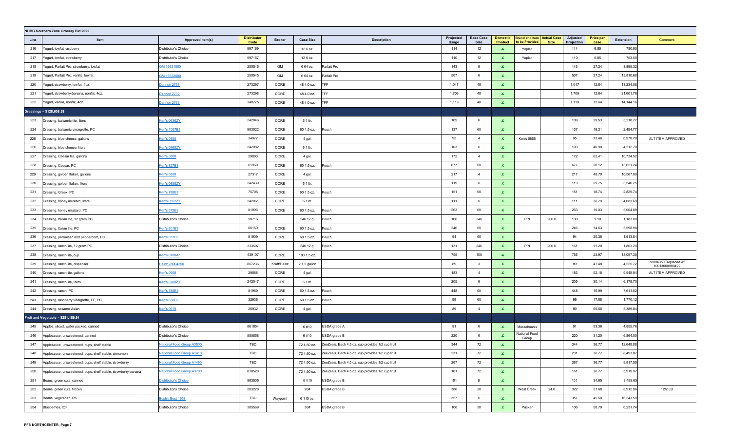**NHBG Southern Zone Grocery Bid 2022**

| Line | Item | Approved Item(s) | Distributor Code | Broker | Case Size | Description | Projected Usage | Base Case Size | Domestic Product | Brand and Item to be Provided | Actual Case Size | Adjusted Projection | Price per case | Extension | Comment |
|---|---|---|---|---|---|---|---|---|---|---|---|---|---|---|---|
| 216 | Yogurt, lowfat raspberry | Distributor's Choice | 997169 | | 12 6 oz. | | 114 | 12 | X | Yoplait | | 114 | 6.85 | 780.90 | |
| 217 | Yogurt, lowfat, strawberry | Distributor's Choice | 997167 | | 12 6 oz. | | 110 | 12 | X | Yoplait | | 110 | 6.85 | 753.50 | |
| 218 | Yogurt, Parfait Pro, strawberry, lowfat | GM 16631000 | 250546 | GM | 6 64 oz. | Parfait Pro | 143 | 6 | X | | | 143 | 27.24 | 3,895.32 | |
| 219 | Yogurt, Parfait Pro, vanilla, lowfat | GM 16632000 | 250545 | GM | 6 64 oz. | Parfait Pro | 507 | 6 | X | | | 507 | 27.24 | 13,810.68 | |
| 220 | Yogurt, strawberry, lowfat, 4oz. | Dannon 2731 | 273297 | CORE | 48 4.0 oz. | TFF | 1,047 | 48 | X | | | 1,047 | 12.64 | 13,234.08 | |
| 221 | Yogurt, strawberry-banana, nonfat, 4oz. | Dannon 2732 | 273298 | CORE | 48 4.0 oz. | TFF | 1,709 | 48 | X | | | 1,709 | 12.64 | 21,601.76 | |
| 222 | Yogurt, vanilla, nonfat, 4oz. | Dannon 2733 | 340775 | CORE | 48 4.0 oz. | TFF | 1,119 | 48 | X | | | 1,119 | 12.64 | 14,144.16 | |
| **Dressings = $128,608.38** | | | | | | | | | | | | | | | |
| 223 | Dressing, balsamic lite, liters | Ken's 0638ZY | 242046 | CORE | 6 1 ltr. | | 109 | 6 | X | | | 109 | 29.53 | 3,218.77 | |
| 224 | Dressing, balsamic vinaigrette, PC | Ken's 1057B3 | 983022 | CORE | 60 1.5 oz. | Pouch | 137 | 60 | X | | | 137 | 18.21 | 2,494.77 | |
| 225 | Dressing, blue cheese, gallons | Ken's 0855 | 34977 | CORE | 4 gal. | | 95 | 4 | X | Ken's 0865 | | 95 | 73.46 | 6,978.70 | ALT ITEM APPROVED |
| 226 | Dressing, blue cheese, liters | Ken's 0965ZY | 242082 | CORE | 6 1 ltr. | | 103 | 6 | X | | | 103 | 40.90 | 4,212.70 | |
| 227 | Dressing, Caesar lite, gallons | Ken's 0808 | 29893 | CORE | 4 gal. | | 172 | 4 | X | | | 172 | 62.41 | 10,734.52 | |
| 228 | Dressing, Caesar, PC | Ken's 827B3 | 61969 | CORE | 60 1.5 oz. | Pouch | 677 | 60 | X | | | 677 | 20.12 | 13,621.24 | |
| 229 | Dressing, golden Italian, gallons | Ken's 0858 | 27317 | CORE | 4 gal. | | 217 | 4 | X | | | 217 | 48.70 | 10,567.90 | |
| 230 | Dressing, golden Italian, liters | Ken's 0858ZY | 242439 | CORE | 6 1 ltr. | | 119 | 6 | X | | | 119 | 29.75 | 3,540.25 | |
| 231 | Dressing, Greek, PC | Ken's 788B3 | 75705 | CORE | 60 1.5 oz. | Pouch | 151 | 60 | X | | | 151 | 18.74 | 2,829.74 | |
| 232 | Dressing, honey mustard, liters | Ken's 0552ZY | 242061 | CORE | 6 1 ltr. | | 111 | 6 | X | | | 111 | 36.79 | 4,083.69 | |
| 233 | Dressing, honey mustard, PC | Ken's 572B3 | 81996 | CORE | 60 1.5 oz. | Pouch | 263 | 60 | X | | | 263 | 19.03 | 5,004.89 | |
| 234 | Dressing, Italian lite, 12 gram PC | Distributor's Choice | 58716 | | 246 12 g. | Pouch | 106 | 246 | X | PPI | 200.0 | 130 | 9.10 | 1,183.00 | |
| 235 | Dressing, Italian lite, PC | Ken's 801B3 | 66150 | CORE | 60 1.5 oz. | Pouch | 246 | 60 | X | | | 246 | 14.63 | 3,598.98 | |
| 236 | Dressing, parmesan and peppercorn, PC | Ken's 031B3 | 81909 | CORE | 60 1.5 oz. | Pouch | 94 | 60 | X | | | 94 | 20.36 | 1,913.84 | |
| 237 | Dressing, ranch lite, 12 gram PC | Distributor's Choice | 333597 | | 246 12 g. | Pouch | 131 | 246 | X | PPI | 200.0 | 161 | 11.20 | 1,803.20 | |
| 238 | Dressing, ranch lite, cup | Ken's 0708A5 | 439107 | CORE | 100 1.5 oz. | | 755 | 100 | X | | | 755 | 23.97 | 18,097.35 | |
| 239 | Dressing, ranch lite, dispenser | Heinz 78004350 | 867236 | Kraft/Heinz | 2 1.5 gallon | | 89 | 3 | X | | | 89 | 47.48 | 4,225.72 | 78004350 Replaced w/ 10013000980422 |
| 240 | Dressing, ranch lite, gallons | Ken's 0608 | 29888 | CORE | 4 gal. | | 183 | 4 | X | | | 183 | 52.18 | 9,548.94 | ALT ITEM APPROVED |
| 241 | Dressing, ranch lite, liters | Ken's 0708ZY | 242047 | CORE | 6 1 ltr. | | 205 | 6 | X | | | 205 | 30.14 | 6,178.70 | |
| 242 | Dressing, ranch, PC | Ken's 789B3 | 81989 | CORE | 60 1.5 oz. | Pouch | 448 | 60 | X | | | 448 | 16.99 | 7,611.52 | |
| 243 | Dressing, raspberry vinaigrette, FF, PC | Ken's 630B3 | 32936 | CORE | 60 1.5 oz. | Pouch | 99 | 60 | X | | | 99 | 17.88 | 1,770.12 | |
| 244 | Dressing, sesame Asian | Ken's 0619 | 26932 | CORE | 4 gal. | | 89 | 4 | X | | | 89 | 60.56 | 5,389.84 | |
| **Fruit and Vegetable = $281,189.91** | | | | | | | | | | | | | | | |
| 245 | Apples, sliced, water packed, canned | Distributor's Choice | 861854 | | 6 #10 | USDA grade A | 91 | 6 | X | Musselman's | | 91 | 53.36 | 4,855.76 | |
| 246 | Applesauce, unsweetened, canned | Distributor's Choice | 580858 | | 6 #10 | USDA grade B | 220 | 6 | X | National Food Group | | 220 | 31.20 | 6,864.00 | |
| 247 | Applesauce, unsweetened, cups, shelf stable | National Food Group A3500 | TBD | | 72 4.50 oz. | ZeeZee's. Each 4.5 oz. cup provides 1/2 cup fruit | 344 | 72 | X | | | 344 | 36.77 | 12,648.88 | |
| 248 | Applesauce, unsweetened, cups, shelf stable, cinnamon | National Food Group A1410 | TBD | | 72 4.50 oz. | ZeeZee's. Each 4.5 oz. cup provides 1/2 cup fruit | 231 | 72 | X | | | 231 | 36.77 | 8,493.87 | |
| 249 | Applesauce, unsweetened, cups, shelf stable, strawberry | National Food Group A1490 | TBD | | 72 4.50 oz. | ZeeZee's. Each 4.5 oz. cup provides 1/2 cup fruit | 267 | 72 | X | | | 267 | 36.77 | 9,817.59 | |
| 250 | Applesauce, unsweetened, cups, shelf stable, strawberry banana | National Food Group A3700 | 610520 | | 72 4.50 oz. | ZeeZee's. Each 4.5 oz. cup provides 1/2 cup fruit | 161 | 72 | X | | | 161 | 36.77 | 5,919.97 | |
| 251 | Beans, green cuts, canned | Distributor's Choice | 863505 | | 6 #10 | USDA grade B | 101 | 6 | X | | | 101 | 34.65 | 3,499.65 | |
| 252 | Beans, green cuts, frozen | Distributor's Choice | 283228 | | 20# | USDA grade B | 386 | 20 | X | West Creek | 24.0 | 322 | 27.68 | 8,912.96 | 12/2 LB |
| 253 | Beans, vegetarian, RS | Bush's Best 1638 | TBD | Waypoint | 6 115 oz. | | 357 | 6 | X | | | 357 | 45.50 | 16,243.50 | |
| 254 | Blueberries, IQF | Distributor's Choice | 305569 | | 30# | USDA grade B | 106 | 30 | X | Packer | | 106 | 58.79 | 6,231.74 | |

PFS NORTHCENTER, Page 7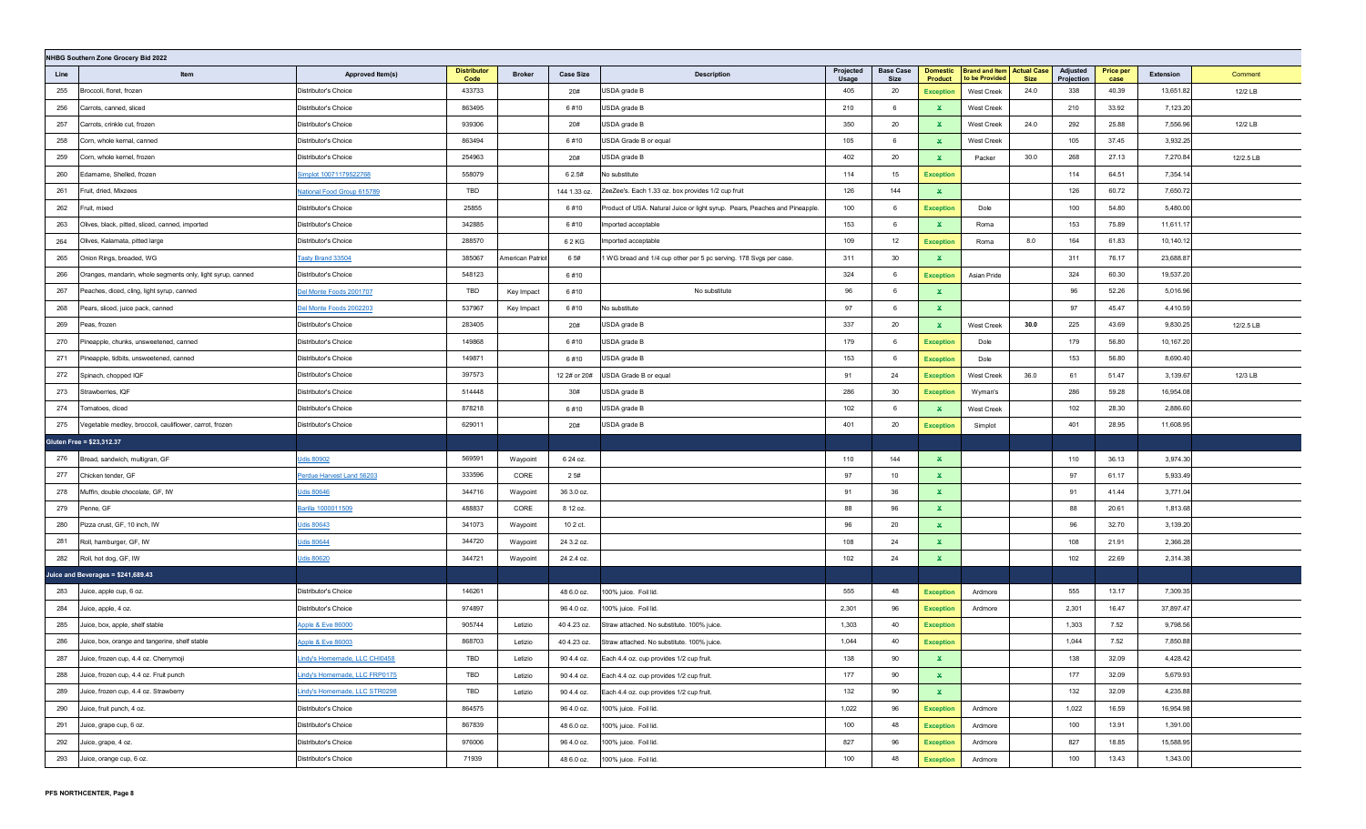**NHBG Southern Zone Grocery Bid 2022**

| Line | Item | Approved Item(s) | Distributor Code | Broker | Case Size | Description | Projected Usage | Base Case Size | Domestic Product | Brand and Item to be Provided | Actual Case Size | Adjusted Projection | Price per case | Extension | Comment |
|---|---|---|---|---|---|---|---|---|---|---|---|---|---|---|---|
| 255 | Broccoli, floret, frozen | Distributor's Choice | 433733 | | 20# | USDA grade B | 405 | 20 | Exception | West Creek | 24.0 | 338 | 40.39 | 13,651.82 | 12/2 LB |
| 256 | Carrots, canned, sliced | Distributor's Choice | 863495 | | 6 #10 | USDA grade B | 210 | 6 | X | West Creek | | 210 | 33.92 | 7,123.20 | |
| 257 | Carrots, crinkle cut, frozen | Distributor's Choice | 939306 | | 20# | USDA grade B | 350 | 20 | X | West Creek | 24.0 | 292 | 25.88 | 7,556.96 | 12/2 LB |
| 258 | Corn, whole kernal, canned | Distributor's Choice | 863494 | | 6 #10 | USDA Grade B or equal | 105 | 6 | X | West Creek | | 105 | 37.45 | 3,932.25 | |
| 259 | Corn, whole kernel, frozen | Distributor's Choice | 254963 | | 20# | USDA grade B | 402 | 20 | X | Packer | 30.0 | 268 | 27.13 | 7,270.84 | 12/2.5 LB |
| 260 | Edamame, Shelled, frozen | Simplot 10071179522768 | 558079 | | 6 2.5# | No substitute | 114 | 15 | Exception | | | 114 | 64.51 | 7,354.14 | |
| 261 | Fruit, dried, Mixzees | National Food Group 615789 | TBD | | 144 1.33 oz. | ZeeZee's. Each 1.33 oz. box provides 1/2 cup fruit | 126 | 144 | X | | | 126 | 60.72 | 7,650.72 | |
| 262 | Fruit, mixed | Distributor's Choice | 25855 | | 6 #10 | Product of USA. Natural Juice or light syrup. Pears, Peaches and Pineapple. | 100 | 6 | Exception | Dole | | 100 | 54.80 | 5,480.00 | |
| 263 | Olives, black, pitted, sliced, canned, imported | Distributor's Choice | 342885 | | 6 #10 | Imported acceptable | 153 | 6 | X | Roma | | 153 | 75.89 | 11,611.17 | |
| 264 | Olives, Kalamata, pitted large | Distributor's Choice | 288570 | | 6 2 KG | Imported acceptable | 109 | 12 | Exception | Roma | 8.0 | 164 | 61.83 | 10,140.12 | |
| 265 | Onion Rings, breaded, WG | Tasty Brand 33504 | 385067 | American Patriot | 6 5# | 1 WG bread and 1/4 cup other per 5 pc serving. 178 Svgs per case. | 311 | 30 | X | | | 311 | 76.17 | 23,688.87 | |
| 266 | Oranges, mandarin, whole segments only, light syrup, canned | Distributor's Choice | 548123 | | 6 #10 | | 324 | 6 | Exception | Asian Pride | | 324 | 60.30 | 19,537.20 | |
| 267 | Peaches, diced, cling, light syrup, canned | Del Monte Foods 2001707 | TBD | Key Impact | 6 #10 | No substitute | 96 | 6 | X | | | 96 | 52.26 | 5,016.96 | |
| 268 | Pears, sliced, juice pack, canned | Del Monte Foods 2002203 | 537967 | Key Impact | 6 #10 | No substitute | 97 | 6 | X | | | 97 | 45.47 | 4,410.59 | |
| 269 | Peas, frozen | Distributor's Choice | 283405 | | 20# | USDA grade B | 337 | 20 | X | West Creek | 30.0 | 225 | 43.69 | 9,830.25 | 12/2.5 LB |
| 270 | Pineapple, chunks, unsweetened, canned | Distributor's Choice | 149868 | | 6 #10 | USDA grade B | 179 | 6 | Exception | Dole | | 179 | 56.80 | 10,167.20 | |
| 271 | Pineapple, tidbits, unsweetened, canned | Distributor's Choice | 149871 | | 6 #10 | USDA grade B | 153 | 6 | Exception | Dole | | 153 | 56.80 | 8,690.40 | |
| 272 | Spinach, chopped IQF | Distributor's Choice | 397573 | | 12 2# or 20# | USDA Grade B or equal | 91 | 24 | Exception | West Creek | 36.0 | 61 | 51.47 | 3,139.67 | 12/3 LB |
| 273 | Strawberries, IQF | Distributor's Choice | 514448 | | 30# | USDA grade B | 286 | 30 | Exception | Wyman's | | 286 | 59.28 | 16,954.08 | |
| 274 | Tomatoes, diced | Distributor's Choice | 878218 | | 6 #10 | USDA grade B | 102 | 6 | X | West Creek | | 102 | 28.30 | 2,886.60 | |
| 275 | Vegetable medley, broccoli, cauliflower, carrot, frozen | Distributor's Choice | 629011 | | 20# | USDA grade B | 401 | 20 | Exception | Simplot | | 401 | 28.95 | 11,608.95 | |
| **Gluten Free = $23,312.37** | | | | | | | | | | | | | | | |
| 276 | Bread, sandwich, multigran, GF | Udis 80902 | 569591 | Waypoint | 6 24 oz. | | 110 | 144 | X | | | 110 | 36.13 | 3,974.30 | |
| 277 | Chicken tender, GF | Perdue Harvest Land 56203 | 333596 | CORE | 2 5# | | 97 | 10 | X | | | 97 | 61.17 | 5,933.49 | |
| 278 | Muffin, double chocolate, GF, IW | Udis 80646 | 344716 | Waypoint | 36 3.0 oz. | | 91 | 36 | X | | | 91 | 41.44 | 3,771.04 | |
| 279 | Penne, GF | Barilla 1000011509 | 488837 | CORE | 8 12 oz. | | 88 | 96 | X | | | 88 | 20.61 | 1,813.68 | |
| 280 | Pizza crust, GF, 10 inch, IW | Udis 80643 | 341073 | Waypoint | 10 2 ct. | | 96 | 20 | X | | | 96 | 32.70 | 3,139.20 | |
| 281 | Roll, hamburger, GF, IW | Udis 80644 | 344720 | Waypoint | 24 3.2 oz. | | 108 | 24 | X | | | 108 | 21.91 | 2,366.28 | |
| 282 | Roll, hot dog, GF, IW | Udis 80620 | 344721 | Waypoint | 24 2.4 oz. | | 102 | 24 | X | | | 102 | 22.69 | 2,314.38 | |
| **Juice and Beverages = $241,689.43** | | | | | | | | | | | | | | | |
| 283 | Juice, apple cup, 6 oz. | Distributor's Choice | 146261 | | 48 6.0 oz. | 100% juice. Foil lid. | 555 | 48 | Exception | Ardmore | | 555 | 13.17 | 7,309.35 | |
| 284 | Juice, apple, 4 oz. | Distributor's Choice | 974897 | | 96 4.0 oz. | 100% juice. Foil lid. | 2,301 | 96 | Exception | Ardmore | | 2,301 | 16.47 | 37,897.47 | |
| 285 | Juice, box, apple, shelf stable | Apple & Eve 86000 | 905744 | Letizio | 40 4.23 oz. | Straw attached. No substitute. 100% juice. | 1,303 | 40 | Exception | | | 1,303 | 7.52 | 9,798.56 | |
| 286 | Juice, box, orange and tangerine, shelf stable | Apple & Eve 86003 | 868703 | Letizio | 40 4.23 oz. | Straw attached. No substitute. 100% juice. | 1,044 | 40 | Exception | | | 1,044 | 7.52 | 7,850.88 | |
| 287 | Juice, frozen cup, 4.4 oz. Cherrymoji | Lindy's Homemade, LLC CHI0458 | TBD | Letizio | 90 4.4 oz. | Each 4.4 oz. cup provides 1/2 cup fruit. | 138 | 90 | X | | | 138 | 32.09 | 4,428.42 | |
| 288 | Juice, frozen cup, 4.4 oz. Fruit punch | Lindy's Homemade, LLC FRP0175 | TBD | Letizio | 90 4.4 oz. | Each 4.4 oz. cup provides 1/2 cup fruit. | 177 | 90 | X | | | 177 | 32.09 | 5,679.93 | |
| 289 | Juice, frozen cup, 4.4 oz. Strawberry | Lindy's Homemade, LLC STR0298 | TBD | Letizio | 90 4.4 oz. | Each 4.4 oz. cup provides 1/2 cup fruit. | 132 | 90 | X | | | 132 | 32.09 | 4,235.88 | |
| 290 | Juice, fruit punch, 4 oz. | Distributor's Choice | 864575 | | 96 4.0 oz. | 100% juice. Foil lid. | 1,022 | 96 | Exception | Ardmore | | 1,022 | 16.59 | 16,954.98 | |
| 291 | Juice, grape cup, 6 oz. | Distributor's Choice | 867839 | | 48 6.0 oz. | 100% juice. Foil lid. | 100 | 48 | Exception | Ardmore | | 100 | 13.91 | 1,391.00 | |
| 292 | Juice, grape, 4 oz. | Distributor's Choice | 976006 | | 96 4.0 oz. | 100% juice. Foil lid. | 827 | 96 | Exception | Ardmore | | 827 | 18.85 | 15,588.95 | |
| 293 | Juice, orange cup, 6 oz. | Distributor's Choice | 71939 | | 48 6.0 oz. | 100% juice. Foil lid. | 100 | 48 | Exception | Ardmore | | 100 | 13.43 | 1,343.00 | |

**PFS NORTHCENTER, Page 8**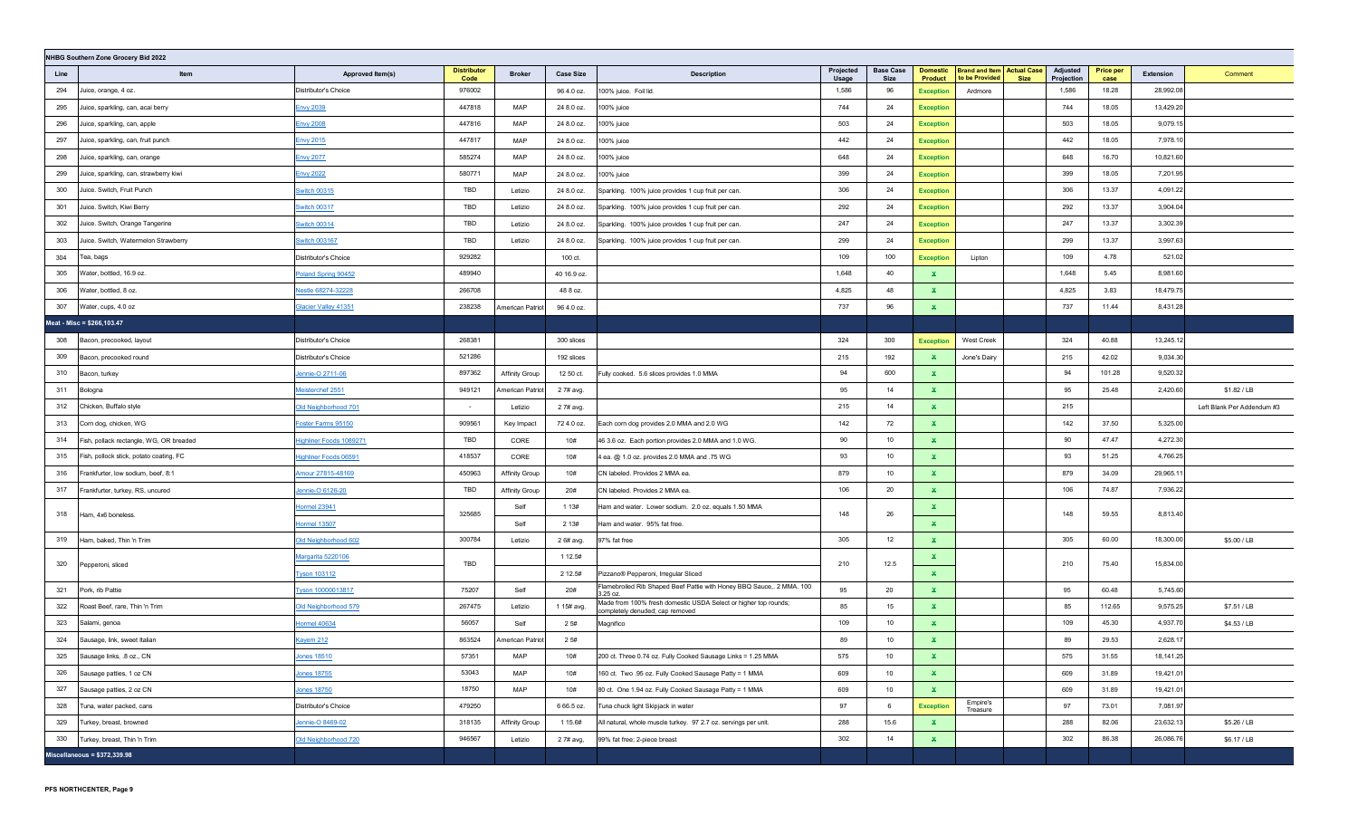**NHBG Southern Zone Grocery Bid 2022**

| Line | Item | Approved Item(s) | Distributor Code | Broker | Case Size | Description | Projected Usage | Base Case Size | Domestic Product | Brand and Item to be Provided | Actual Case Size | Adjusted Projection | Price per case | Extension | Comment |
|---|---|---|---|---|---|---|---|---|---|---|---|---|---|---|---|
| 294 | Juice, orange, 4 oz. | Distributor's Choice | 976002 | | 96 4.0 oz. | 100% juice. Foil lid. | 1,586 | 96 | Exception | Ardmore | | 1,586 | 18.28 | 28,992.08 | |
| 295 | Juice, sparkling, can, acai berry | Envy 2038 | 447818 | MAP | 24 8.0 oz. | 100% juice | 744 | 24 | Exception | | | 744 | 18.05 | 13,429.20 | |
| 296 | Juice, sparkling, can, apple | Envy 2008 | 447816 | MAP | 24 8.0 oz. | 100% juice | 503 | 24 | Exception | | | 503 | 18.05 | 9,079.15 | |
| 297 | Juice, sparkling, can, fruit punch | Envy 2015 | 447817 | MAP | 24 8.0 oz. | 100% juice | 442 | 24 | Exception | | | 442 | 18.05 | 7,978.10 | |
| 298 | Juice, sparkling, can, orange | Envy 2077 | 585274 | MAP | 24 8.0 oz. | 100% juice | 648 | 24 | Exception | | | 648 | 16.70 | 10,821.60 | |
| 299 | Juice, sparkling, can, strawberry kiwi | Envy 2022 | 580771 | MAP | 24 8.0 oz. | 100% juice | 399 | 24 | Exception | | | 399 | 18.05 | 7,201.95 | |
| 300 | Juice. Switch, Fruit Punch | Switch 00315 | TBD | Letizio | 24 8.0 oz. | Sparkling. 100% juice provides 1 cup fruit per can. | 306 | 24 | Exception | | | 306 | 13.37 | 4,091.22 | |
| 301 | Juice. Switch, Kiwi Berry | Switch 00317 | TBD | Letizio | 24 8.0 oz. | Sparkling. 100% juice provides 1 cup fruit per can. | 292 | 24 | Exception | | | 292 | 13.37 | 3,904.04 | |
| 302 | Juice. Switch, Orange Tangerine | Switch 00314 | TBD | Letizio | 24 8.0 oz. | Sparkling. 100% juice provides 1 cup fruit per can. | 247 | 24 | Exception | | | 247 | 13.37 | 3,302.39 | |
| 303 | Juice. Switch, Watermelon Strawberry | Switch 003167 | TBD | Letizio | 24 8.0 oz. | Sparkling. 100% juice provides 1 cup fruit per can. | 299 | 24 | Exception | | | 299 | 13.37 | 3,997.63 | |
| 304 | Tea, bags | Distributor's Choice | 929282 | | 100 ct. | | 109 | 100 | Exception | Lipton | | 109 | 4.78 | 521.02 | |
| 305 | Water, bottled, 16.9 oz. | Poland Spring 90452 | 489940 | | 40 16.9 oz. | | 1,648 | 40 | X | | | 1,648 | 5.45 | 8,981.60 | |
| 306 | Water, bottled, 8 oz. | Nestle 68274-32228 | 266708 | | 48 8 oz. | | 4,825 | 48 | X | | | 4,825 | 3.83 | 18,479.75 | |
| 307 | Water, cups, 4.0 oz | Glacier Valley 41351 | 238238 | American Patriot | 96 4.0 oz. | | 737 | 96 | X | | | 737 | 11.44 | 8,431.28 | |
| **Meat - Misc = $266,103.47** | | | | | | | | | | | | | | | |
| 308 | Bacon, precooked, layout | Distributor's Choice | 268381 | | 300 slices | | 324 | 300 | Exception | West Creek | | 324 | 40.88 | 13,245.12 | |
| 309 | Bacon, precooked round | Distributor's Choice | 521286 | | 192 slices | | 215 | 192 | X | Jone's Dairy | | 215 | 42.02 | 9,034.30 | |
| 310 | Bacon, turkey | Jennie-O 2711-06 | 897362 | Affinity Group | 12 50 ct. | Fully cooked. 5.6 slices provides 1.0 MMA | 94 | 600 | X | | | 94 | 101.28 | 9,520.32 | |
| 311 | Bologna | Meisterchef 2551 | 949121 | American Patriot | 2 7# avg. | | 95 | 14 | X | | | 95 | 25.48 | 2,420.60 | $1.82 / LB |
| 312 | Chicken, Buffalo style | Old Neighborhood 701 | - | Letizio | 2 7# avg. | | 215 | 14 | X | | | 215 | | | Left Blank Per Addendum #3 |
| 313 | Corn dog, chicken, WG | Foster Farms 95150 | 909561 | Key Impact | 72 4.0 oz. | Each corn dog provides 2.0 MMA and 2.0 WG | 142 | 72 | X | | | 142 | 37.50 | 5,325.00 | |
| 314 | Fish, pollack rectangle, WG, OR breaded | Highliner Foods 1089271 | TBD | CORE | 10# | 46 3.6 oz. Each portion provides 2.0 MMA and 1.0 WG. | 90 | 10 | X | | | 90 | 47.47 | 4,272.30 | |
| 315 | Fish, pollock stick, potato coating, FC | Highliner Foods 06591 | 418537 | CORE | 10# | 4 ea. @ 1.0 oz. provides 2.0 MMA and .75 WG | 93 | 10 | X | | | 93 | 51.25 | 4,766.25 | |
| 316 | Frankfurter, low sodium, beef, 8:1 | Amour 27815-48169 | 450963 | Affinity Group | 10# | CN labeled. Provides 2 MMA ea. | 879 | 10 | X | | | 879 | 34.09 | 29,965.11 | |
| 317 | Frankfurter, turkey, RS, uncured | Jennie-O 6126-20 | TBD | Affinity Group | 20# | CN labeled. Provides 2 MMA ea. | 106 | 20 | X | | | 106 | 74.87 | 7,936.22 | |
| 318 | Ham, 4x6 boneless. | Hormel 23941 | 325685 | Self | 1 13# | Ham and water. Lower sodium. 2.0 oz. equals 1.50 MMA | 148 | 26 | X | | | 148 | 59.55 | 8,813.40 | |
| | | Hormel 13507 | | Self | 2 13# | Ham and water. 95% fat free. | | | X | | | | | | |
| 319 | Ham, baked, Thin 'n Trim | Old Neighborhood 602 | 300784 | Letizio | 2 6# avg. | 97% fat free | 305 | 12 | X | | | 305 | 60.00 | 18,300.00 | $5.00 / LB |
| 320 | Pepperoni, sliced | Margarita 5220106 | TBD | | 1 12.5# | | 210 | 12.5 | X | | | 210 | 75.40 | 15,834.00 | |
| | | Tyson 103112 | | | 2 12.5# | Pizzano® Pepperoni, Irregular Sliced | | | X | | | | | | |
| 321 | Pork, rib Pattie | Tyson 10000013817 | 75207 | Self | 20# | Flamebroiled Rib Shaped Beef Pattie with Honey BBQ Sauce,. 2 MMA. 100 3.25 oz. | 95 | 20 | X | | | 95 | 60.48 | 5,745.60 | |
| 322 | Roast Beef, rare, Thin 'n Trim | Old Neighborhood 579 | 267475 | Letizio | 1 15# avg. | Made from 100% fresh domestic USDA Select or higher top rounds; completely denuded; cap removed | 85 | 15 | X | | | 85 | 112.65 | 9,575.25 | $7.51 / LB |
| 323 | Salami, genoa | Hormel 40634 | 56057 | Self | 2 5# | Magnifico | 109 | 10 | X | | | 109 | 45.30 | 4,937.70 | $4.53 / LB |
| 324 | Sausage, link, sweet Italian | Kayem 212 | 863524 | American Patriot | 2 5# | | 89 | 10 | X | | | 89 | 29.53 | 2,628.17 | |
| 325 | Sausage links, .8 oz., CN | Jones 18510 | 57351 | MAP | 10# | 200 ct. Three 0.74 oz. Fully Cooked Sausage Links = 1.25 MMA | 575 | 10 | X | | | 575 | 31.55 | 18,141.25 | |
| 326 | Sausage patties, 1 oz CN | Jones 18755 | 53043 | MAP | 10# | 160 ct. Two .95 oz. Fully Cooked Sausage Patty = 1 MMA | 609 | 10 | X | | | 609 | 31.89 | 19,421.01 | |
| 327 | Sausage patties, 2 oz CN | Jones 18750 | 18750 | MAP | 10# | 80 ct. One 1.94 oz. Fully Cooked Sausage Patty = 1 MMA | 609 | 10 | X | | | 609 | 31.89 | 19,421.01 | |
| 328 | Tuna, water packed, cans | Distributor's Choice | 479250 | | 6 66.5 oz. | Tuna chuck light Skipjack in water | 97 | 6 | Exception | Empire's Treasure | | 97 | 73.01 | 7,081.97 | |
| 329 | Turkey, breast, browned | Jennie-O 8469-02 | 318135 | Affinity Group | 1 15.6# | All natural, whole muscle turkey. 97 2.7 oz. servings per unit. | 288 | 15.6 | X | | | 288 | 82.06 | 23,632.13 | $5.26 / LB |
| 330 | Turkey, breast, Thin 'n Trim | Old Neighborhood 720 | 946567 | Letizio | 2 7# avg. | 99% fat free; 2-piece breast | 302 | 14 | X | | | 302 | 86.38 | 26,086.76 | $6.17 / LB |
| **Miscellaneous = $372,339.98** | | | | | | | | | | | | | | | |

PFS NORTHCENTER, Page 9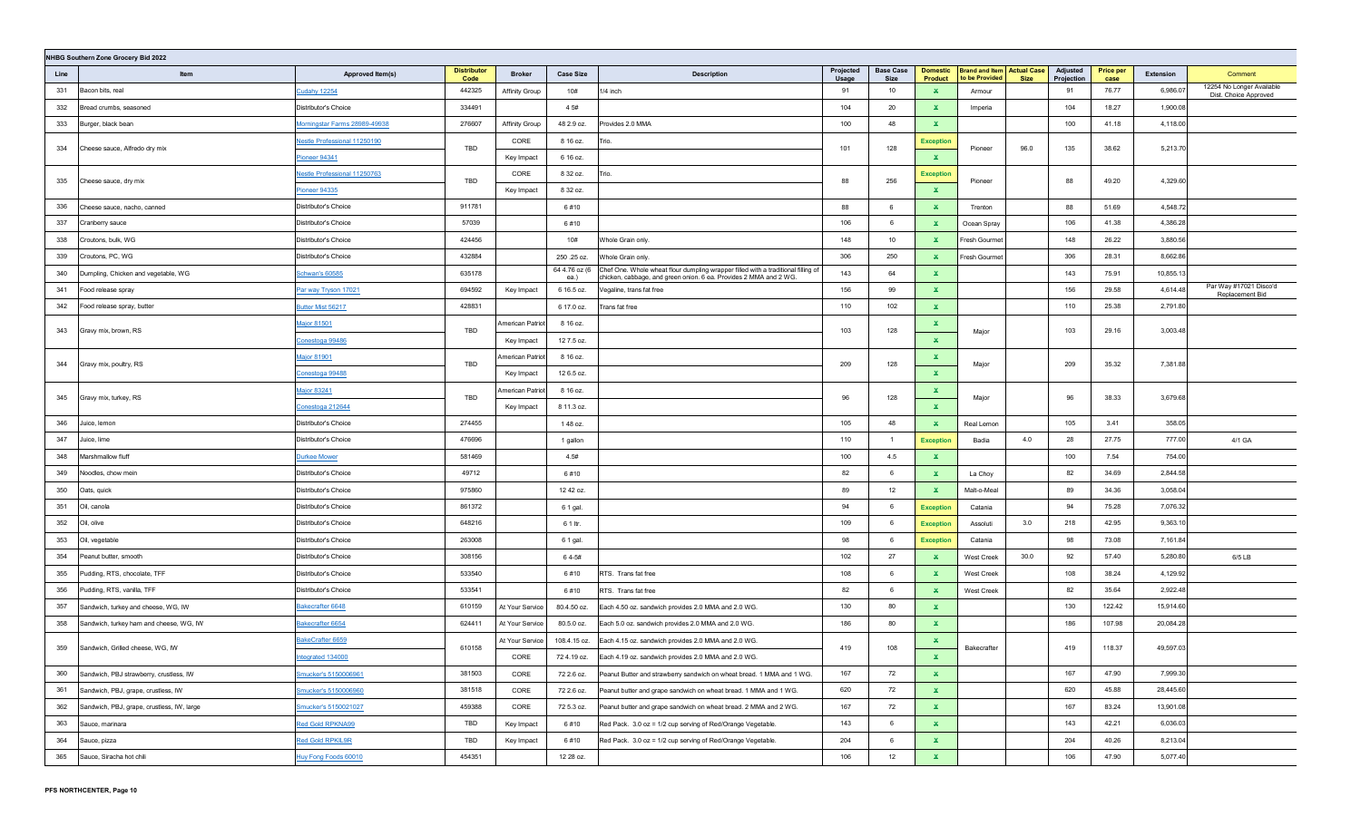## NHBG Southern Zone Grocery Bid 2022

| Line | Item | Approved Item(s) | Distributor Code | Broker | Case Size | Description | Projected Usage | Base Case Size | Domestic Product | Brand and Item to be Provided | Actual Case Size | Adjusted Projection | Price per case | Extension | Comment |
|---|---|---|---|---|---|---|---|---|---|---|---|---|---|---|---|
| 331 | Bacon bits, real | Cudahy 12254 | 442325 | Affinity Group | 10# | 1/4 inch | 91 | 10 | X | Armour | | 91 | 76.77 | 6,986.07 | 12254 No Longer Available Dist. Choice Approved |
| 332 | Bread crumbs, seasoned | Distributor's Choice | 334491 | | 4 5# | | 104 | 20 | X | Imperia | | 104 | 18.27 | 1,900.08 | |
| 333 | Burger, black bean | Morningstar Farms 28989-49938 | 276607 | Affinity Group | 48 2.9 oz. | Provides 2.0 MMA | 100 | 48 | X | | | 100 | 41.18 | 4,118.00 | |
| 334 | Cheese sauce, Alfredo dry mix | Nestle Professional 11250190 | TBD | CORE | 8 16 oz. | Trio. | 101 | 128 | Exception | Pioneer | 96.0 | 135 | 38.62 | 5,213.70 | |
| | | Pioneer 94341 | | Key Impact | 6 16 oz. | | | | X | | | | | | |
| 335 | Cheese sauce, dry mix | Nestle Professional 11250763 | TBD | CORE | 8 32 oz. | Trio. | 88 | 256 | Exception | Pioneer | | 88 | 49.20 | 4,329.60 | |
| | | Pioneer 94335 | | Key Impact | 8 32 oz. | | | | X | | | | | | |
| 336 | Cheese sauce, nacho, canned | Distributor's Choice | 911781 | | 6 #10 | | 88 | 6 | X | Trenton | | 88 | 51.69 | 4,548.72 | |
| 337 | Cranberry sauce | Distributor's Choice | 57039 | | 6 #10 | | 106 | 6 | X | Ocean Spray | | 106 | 41.38 | 4,386.28 | |
| 338 | Croutons, bulk, WG | Distributor's Choice | 424456 | | 10# | Whole Grain only. | 148 | 10 | X | Fresh Gourmet | | 148 | 26.22 | 3,880.56 | |
| 339 | Croutons, PC, WG | Distributor's Choice | 432884 | | 250 .25 oz. | Whole Grain only. | 306 | 250 | X | Fresh Gourmet | | 306 | 28.31 | 8,662.86 | |
| 340 | Dumpling, Chicken and vegetable, WG | Schwan's 60585 | 635178 | | 64 4.76 oz (6 ea.) | Chef One. Whole wheat flour dumpling wrapper filled with a traditional filling of chicken, cabbage, and green onion. 6 ea. Provides 2 MMA and 2 WG. | 143 | 64 | X | | | 143 | 75.91 | 10,855.13 | |
| 341 | Food release spray | Par way Tryson 17021 | 694592 | Key Impact | 6 16.5 oz. | Vegaline, trans fat free | 156 | 99 | X | | | 156 | 29.58 | 4,614.48 | Par Way #17021 Disco'd Replacement Bid |
| 342 | Food release spray, butter | Butter Mist 56217 | 428831 | | 6 17.0 oz. | Trans fat free | 110 | 102 | X | | | 110 | 25.38 | 2,791.80 | |
| 343 | Gravy mix, brown, RS | Major 81501 | TBD | American Patriot | 8 16 oz. | | 103 | 128 | X | Major | | 103 | 29.16 | 3,003.48 | |
| | | Conestoga 99486 | | Key Impact | 12 7.5 oz. | | | | X | | | | | | |
| 344 | Gravy mix, poultry, RS | Major 81901 | TBD | American Patriot | 8 16 oz. | | 209 | 128 | X | Major | | 209 | 35.32 | 7,381.88 | |
| | | Conestoga 99488 | | Key Impact | 12 6.5 oz. | | | | X | | | | | | |
| 345 | Gravy mix, turkey, RS | Major 83241 | TBD | American Patriot | 8 16 oz. | | 96 | 128 | X | Major | | 96 | 38.33 | 3,679.68 | |
| | | Conestoga 212644 | | Key Impact | 8 11.3 oz. | | | | X | | | | | | |
| 346 | Juice, lemon | Distributor's Choice | 274455 | | 1 48 oz. | | 105 | 48 | X | Real Lemon | | 105 | 3.41 | 358.05 | |
| 347 | Juice, lime | Distributor's Choice | 476696 | | 1 gallon | | 110 | 1 | Exception | Badia | 4.0 | 28 | 27.75 | 777.00 | 4/1 GA |
| 348 | Marshmallow fluff | Durkee Mower | 581469 | | 4.5# | | 100 | 4.5 | X | | | 100 | 7.54 | 754.00 | |
| 349 | Noodles, chow mein | Distributor's Choice | 49712 | | 6 #10 | | 82 | 6 | X | La Choy | | 82 | 34.69 | 2,844.58 | |
| 350 | Oats, quick | Distributor's Choice | 975860 | | 12 42 oz. | | 89 | 12 | X | Malt-o-Meal | | 89 | 34.36 | 3,058.04 | |
| 351 | Oil, canola | Distributor's Choice | 861372 | | 6 1 gal. | | 94 | 6 | Exception | Catania | | 94 | 75.28 | 7,076.32 | |
| 352 | Oil, olive | Distributor's Choice | 648216 | | 6 1 ltr. | | 109 | 6 | Exception | Assoluti | 3.0 | 218 | 42.95 | 9,363.10 | |
| 353 | Oil, vegetable | Distributor's Choice | 263008 | | 6 1 gal. | | 98 | 6 | Exception | Catania | | 98 | 73.08 | 7,161.84 | |
| 354 | Peanut butter, smooth | Distributor's Choice | 308156 | | 6 4-5# | | 102 | 27 | X | West Creek | 30.0 | 92 | 57.40 | 5,280.80 | 6/5 LB |
| 355 | Pudding, RTS, chocolate, TFF | Distributor's Choice | 533540 | | 6 #10 | RTS. Trans fat free | 108 | 6 | X | West Creek | | 108 | 38.24 | 4,129.92 | |
| 356 | Pudding, RTS, vanilla, TFF | Distributor's Choice | 533541 | | 6 #10 | RTS. Trans fat free | 82 | 6 | X | West Creek | | 82 | 35.64 | 2,922.48 | |
| 357 | Sandwich, turkey and cheese, WG, IW | Bakecrafter 6648 | 610159 | At Your Service | 80 4.50 oz. | Each 4.50 oz. sandwich provides 2.0 MMA and 2.0 WG. | 130 | 80 | X | | | 130 | 122.42 | 15,914.60 | |
| 358 | Sandwich, turkey ham and cheese, WG, IW | Bakecrafter 6654 | 624411 | At Your Service | 80 5.0 oz. | Each 5.0 oz. sandwich provides 2.0 MMA and 2.0 WG. | 186 | 80 | X | | | 186 | 107.98 | 20,084.28 | |
| 359 | Sandwich, Grilled cheese, WG, IW | BakeCrafter 6659 | 610158 | At Your Service | 108 4.15 oz. | Each 4.15 oz. sandwich provides 2.0 MMA and 2.0 WG. | 419 | 108 | X | Bakecrafter | | 419 | 118.37 | 49,597.03 | |
| | | Integrated 134000 | | CORE | 72 4.19 oz. | Each 4.19 oz. sandwich provides 2.0 MMA and 2.0 WG. | | | X | | | | | | |
| 360 | Sandwich, PBJ strawberry, crustless, IW | Smucker's 5150006961 | 381503 | CORE | 72 2.6 oz. | Peanut Butter and strawberry sandwich on wheat bread. 1 MMA and 1 WG. | 167 | 72 | X | | | 167 | 47.90 | 7,999.30 | |
| 361 | Sandwich, PBJ, grape, crustless, IW | Smucker's 5150006960 | 381518 | CORE | 72 2.6 oz. | Peanut butter and grape sandwich on wheat bread. 1 MMA and 1 WG. | 620 | 72 | X | | | 620 | 45.88 | 28,445.60 | |
| 362 | Sandwich, PBJ, grape, crustless, IW, large | Smucker's 5150021027 | 459388 | CORE | 72 5.3 oz. | Peanut butter and grape sandwich on wheat bread. 2 MMA and 2 WG. | 167 | 72 | X | | | 167 | 83.24 | 13,901.08 | |
| 363 | Sauce, marinara | Red Gold RPKNA99 | TBD | Key Impact | 6 #10 | Red Pack. 3.0 oz = 1/2 cup serving of Red/Orange Vegetable. | 143 | 6 | X | | | 143 | 42.21 | 6,036.03 | |
| 364 | Sauce, pizza | Red Gold RPKIL9R | TBD | Key Impact | 6 #10 | Red Pack. 3.0 oz = 1/2 cup serving of Red/Orange Vegetable. | 204 | 6 | X | | | 204 | 40.26 | 8,213.04 | |
| 365 | Sauce, Siracha hot chili | Huy Fong Foods 60010 | 454351 | | 12 28 oz. | | 106 | 12 | X | | | 106 | 47.90 | 5,077.40 | |

PFS NORTHCENTER, Page 10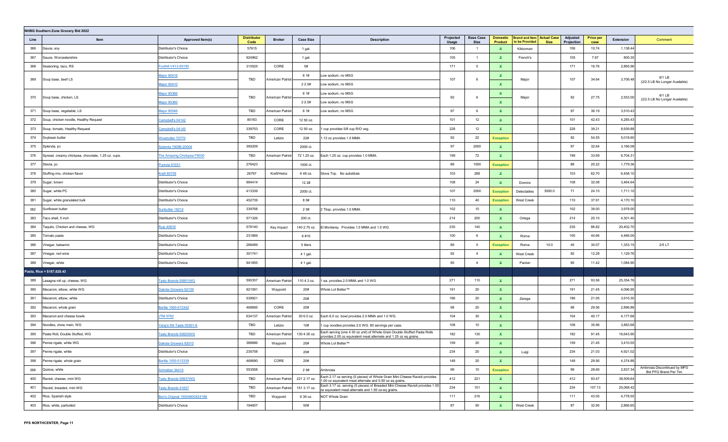**NHBG Southern Zone Grocery Bid 2022**

| Line | Item | Approved Item(s) | Distributor Code | Broker | Case Size | Description | Projected Usage | Base Case Size | Domestic Product | Brand and Item to be Provided | Actual Case Size | Adjusted Projection | Price per case | Extension | Comment |
|---|---|---|---|---|---|---|---|---|---|---|---|---|---|---|---|
| 366 | Sauce, soy | Distributor's Choice | 57615 | | 1 gal. | | 106 | 1 | X | Kikkoman | | 106 | 10.74 | 1,138.44 | |
| 367 | Sauce, Worcestershire | Distributor's Choice | 924962 | | 1 gal. | | 105 | 1 | X | French's | | 105 | 7.67 | 805.35 | |
| 368 | Seasoning, taco, RS | Foothill V413-05190 | 315525 | CORE | 5# | | 171 | 5 | X | | | 171 | 16.76 | 2,865.96 | |
| 369 | Soup base, beef LS | Major 90416<br>Major 90410 | TBD | American Patriot | 6 1#<br>2 2.5# | Low sodium, no MSG<br>Low sodium, no MSG | 107 | 6 | X<br>X | Major | | 107 | 34.64 | 3,706.48 | 6/1 LB (2/2.5 LB No Longer Available) |
| 370 | Soup base, chicken, LS | Major 90366<br>Major 90360 | TBD | American Patriot | 6 1#<br>2 2.5# | Low sodium, no MSG<br>Low sodium, no MSG | 92 | 6 | X<br>X | Major | | 92 | 27.75 | 2,553.00 | 6/1 LB (2/2.5 LB No Longer Available) |
| 371 | Soup base, vegetable, LS | Major 90546 | TBD | American Patriot | 6 1# | Low sodium, no MSG | 97 | 6 | X | | | 97 | 36.19 | 3,510.43 | |
| 372 | Soup, chicken noodle, Healthy Request | Campbell's 04142 | 80183 | CORE | 12 50 oz. | | 101 | 12 | X | | | 101 | 42.43 | 4,285.43 | |
| 373 | Soup, tomato, Healthy Request | Campbell's 04145 | 339753 | CORE | 12 50 oz. | 1 cup provides 5/8 cup R/O veg. | 228 | 12 | X | | | 228 | 39.21 | 8,939.88 | |
| 374 | Soybean butter | Wowbutter 70770 | TBD | Letizio | 22# | 1.12 oz provides 1.0 MMA | 92 | 22 | Exception | | | 92 | 54.55 | 5,018.60 | |
| 375 | Splenda, pc | Splenda 19098-20004 | 395209 | | 2000 ct. | | 97 | 2000 | X | | | 97 | 32.64 | 3,166.08 | |
| 376 | Spread, creamy chickpea, chocolate, 1.25 oz. cups. | The Amazing Chickpea F9030 | TBD | American Patriot | 72 1.25 oz. | Each 1.25 oz. cup provides 1.0 MMA. | 199 | 72 | X | | | 199 | 33.69 | 6,704.31 | |
| 377 | Stevia, pc | Purevia 91031 | 276423 | | 1000 ct. | | 88 | 1000 | Exception | | | 88 | 20.22 | 1,779.36 | |
| 378 | Stuffing mix, chicken flavor | Kraft 80705 | 26797 | Kraft/Heinz | 6 48 oz. | Stove Top. No substitute | 103 | 288 | X | | | 103 | 62.70 | 6,458.10 | |
| 379 | Sugar, brown | Distributor's Choice | 994414 | | 12 2# | | 108 | 24 | X | Domino | | 108 | 32.08 | 3,464.64 | |
| 380 | Sugar, white PC | Distributor's Choice | 413339 | | 2000 ct. | | 107 | 2000 | Exception | Delectables | 3000.0 | 71 | 24.10 | 1,711.10 | |
| 381 | Sugar, white granulated bulk | Distributor's Choice | 452739 | | 8 5# | | 110 | 40 | Exception | West Creek | | 110 | 37.91 | 4,170.10 | |
| 382 | Sunflower butter | Sunbutter 19212 | 339768 | | 2 5# | 2 Tbsp. provides 1.0 MMA | 102 | 10 | X | | | 102 | 39.00 | 3,978.00 | |
| 383 | Taco shell, 5 inch | Distributor's Choice | 571326 | | 200 ct. | | 214 | 200 | X | Ortega | | 214 | 20.10 | 4,301.40 | |
| 384 | Taquito, Chicken and cheese, WG | Ruiz 40818 | 578140 | Key Impact | 140 2.75 oz. | El Monterey. Provides 1.0 MMA and 1.0 WG | 235 | 140 | X | | | 235 | 86.82 | 20,402.70 | |
| 385 | Tomato paste | Distributor's Choice | 231869 | | 6 #10 | | 100 | 6 | X | Roma | | 100 | 44.66 | 4,466.00 | |
| 386 | Vinegar, balsamic | Distributor's Choice | 288489 | | 5 liters | | 89 | 5 | Exception | Roma | 10.0 | 45 | 30.07 | 1,353.15 | 2/5 LT |
| 387 | Vinegar, red wine | Distributor's Choice | 301741 | | 4 1 gal. | | 92 | 4 | X | West Creek | | 92 | 12.28 | 1,129.76 | |
| 388 | Vinegar, white | Distributor's Choice | 941855 | | 4 1 gal. | | 95 | 4 | X | Packer | | 95 | 11.42 | 1,084.90 | |
| **Pasta, Rice = $187,628.43** | | | | | | | | | | | | | | | |
| 389 | Lasagna roll up, cheese, WG | Tasty Brands 00801WG | 590357 | American Patriot | 110 4.3 oz. | 1 ea. provides 2.0 MMA and 1.0 WG | 271 | 110 | X | | | 271 | 93.56 | 25,354.76 | |
| 390 | Macaroni, elbow, white WG | Dakota Growers 92109 | 921091 | Waypoint | 20# | Whole Lot Better™ | 191 | 20 | X | | | 191 | 21.45 | 4,096.95 | |
| 391 | Macaroni, elbow, white | Distributor's Choice | 539921 | | 20# | | 186 | 20 | X | Zerega | | 186 | 21.05 | 3,915.30 | |
| 392 | Macaroni, whole grain | Barilla 1000-013342 | 468695 | CORE | 20# | | 98 | 20 | X | | | 98 | 29.56 | 2,896.88 | |
| 393 | Macaroni and cheese bowls | JTM 5782 | 634137 | American Patriot | 30 6.0 oz. | Each 6.0 oz. bowl provides 2.0 MMA and 1.0 WG. | 104 | 30 | X | | | 104 | 40.17 | 4,177.68 | |
| 394 | Noodles, chow mein, WG | Yang's 5th Taste 00301-6 | TBD | Letizio | 10# | 1 cup noodles provides 2.0 WG. 80 servings per case. | 108 | 10 | X | | | 108 | 35.96 | 3,883.68 | |
| 395 | Pasta Roll, Double Stuffed, WG | Tasty Brands 00825WG | TBD | American Patriot | 130 4.30 oz. | Each serving (one 4 30 oz unit) of Whole Grain Double Stuffed Pasta Rolls provides 2.00 oz equivalent meat alternate and 1 25 oz eq grains. | 182 | 130 | X | | | 182 | 91.45 | 16,643.90 | |
| 396 | Penne rigate, white WG | Dakota Growers 92010 | 388686 | Waypoint | 20# | Whole Lot Better™ | 159 | 20 | X | | | 159 | 21.45 | 3,410.55 | |
| 397 | Penne rigate, white | Distributor's Choice | 235758 | | 20# | | 234 | 20 | X | Luigi | | 234 | 21.03 | 4,921.02 | |
| 398 | Penne rigate, whole grain | Barilla 1000-013339 | 468690 | CORE | 20# | | 148 | 20 | X | | | 148 | 29.56 | 4,374.88 | |
| 399 | Quinoa, white | Schreiber 34415 | 553558 | | 2 5# | Ambrosia | 99 | 10 | Exception | | | 99 | 28.66 | 2,837.34 | Ambrosia Discontinued by MFG Bid PFG Brand Per Tim |
| 400 | Ravioli, cheese, mini WG | Tasty Brands 00837WG | TBD | American Patriot | 221 2.17 oz. | Each 2.17 oz serving (5 pieces) of Whole Grain Mini Cheese Ravioli provides 1.00 oz equivalent meat alternate and 0.50 oz eq grains. | 412 | 221 | X | | | 412 | 93.47 | 38,509.64 | |
| 401 | Ravioli, breaded, mini WG | Tasty Brands 41837 | TBD | American Patriot | 151 3.17 oz. | Each 3.17 oz. serving (5 pieces) of Breaded Mini Cheese Ravioli provides 1.00 oz equivalent meat alternate and 1.50 oz-eq grains. | 234 | 151 | X | | | 234 | 107.13 | 25,068.42 | |
| 402 | Rice, Spanish style | Ben's Original 10054800424198 | TBD | Waypoint | 6 36 oz. | NOT Whole Grain | 111 | 216 | X | | | 111 | 43.05 | 4,778.55 | |
| 403 | Rice, white, parboiled | Distributor's Choice | 194607 | | 50# | | 87 | 50 | X | West Creek | | 87 | 32.95 | 2,866.65 | |

PFS NORTHCENTER, Page 11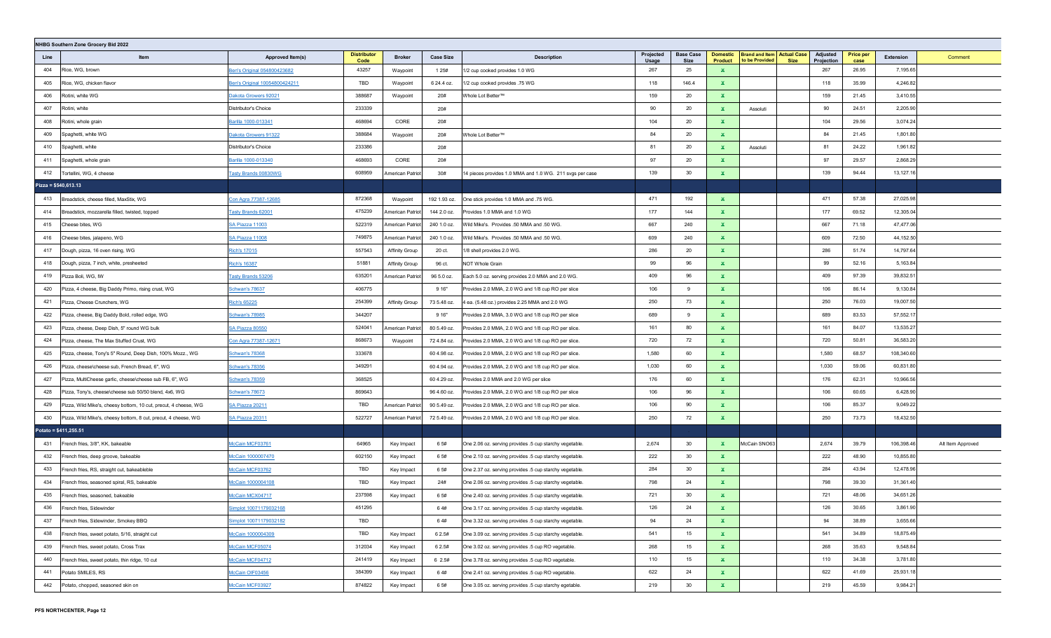**NHBG Southern Zone Grocery Bid 2022**

| Line | Item | Approved Item(s) | Distributor Code | Broker | Case Size | Description | Projected Usage | Base Case Size | Domestic Product | Brand and Item to be Provided | Actual Case Size | Adjusted Projection | Price per case | Extension | Comment |
|---|---|---|---|---|---|---|---|---|---|---|---|---|---|---|---|
| 404 | Rice, WG, brown | Ben's Original 054800423682 | 43257 | Waypoint | 1 25# | 1/2 cup cooked provides 1.0 WG | 267 | 25 | X | | | 267 | 26.95 | 7,195.65 | |
| 405 | Rice, WG, chicken flavor | Ben's Original 10054800424211 | TBD | Waypoint | 6 24.4 oz. | 1/2 cup cooked provides .75 WG | 118 | 146.4 | X | | | 118 | 35.99 | 4,246.82 | |
| 406 | Rotini, white WG | Dakota Growers 92021 | 388687 | Waypoint | 20# | Whole Lot Better™ | 159 | 20 | X | | | 159 | 21.45 | 3,410.55 | |
| 407 | Rotini, white | Distributor's Choice | 233339 | | 20# | | 90 | 20 | X | Assoluti | | 90 | 24.51 | 2,205.90 | |
| 408 | Rotini, whole grain | Barilla 1000-013341 | 468694 | CORE | 20# | | 104 | 20 | X | | | 104 | 29.56 | 3,074.24 | |
| 409 | Spaghetti, white WG | Dakota Growers 91322 | 388684 | Waypoint | 20# | Whole Lot Better™ | 84 | 20 | X | | | 84 | 21.45 | 1,801.80 | |
| 410 | Spaghetti, white | Distributor's Choice | 233386 | | 20# | | 81 | 20 | X | Assoluti | | 81 | 24.22 | 1,961.82 | |
| 411 | Spaghetti, whole grain | Barilla 1000-013340 | 468693 | CORE | 20# | | 97 | 20 | X | | | 97 | 29.57 | 2,868.29 | |
| 412 | Tortellini, WG, 4 cheese | Tasty Brands 00830WG | 608959 | American Patriot | 30# | 14 pieces provides 1.0 MMA and 1.0 WG. 211 svgs per case | 139 | 30 | X | | | 139 | 94.44 | 13,127.16 | |
| **Pizza = $540,613.13** | | | | | | | | | | | | | | | |
| 413 | Breadstick, cheese filled, MaxStix, WG | Con Agra 77387-12685 | 872368 | Waypoint | 192 1.93 oz. | One stick provides 1.0 MMA and .75 WG. | 471 | 192 | X | | | 471 | 57.38 | 27,025.98 | |
| 414 | Breadstick, mozzarella filled, twisted, topped | Tasty Brands 62001 | 475239 | American Patriot | 144 2.0 oz. | Provides 1.0 MMA and 1.0 WG | 177 | 144 | X | | | 177 | 69.52 | 12,305.04 | |
| 415 | Cheese bites, WG | SA Piazza 11003 | 522319 | American Patriot | 240 1.0 oz. | Wild Mike's. Provides .50 MMA and .50 WG. | 667 | 240 | X | | | 667 | 71.18 | 47,477.06 | |
| 416 | Cheese bites, jalapeno, WG | SA Piazza 11008 | 749875 | American Patriot | 240 1.0 oz. | Wild Mike's. Provides .50 MMA and .50 WG. | 609 | 240 | X | | | 609 | 72.50 | 44,152.50 | |
| 417 | Dough, pizza, 16 oven rising, WG | Rich's 17015 | 557543 | Affinity Group | 20 ct. | 1/8 shell provides 2.0 WG. | 286 | 20 | X | | | 286 | 51.74 | 14,797.64 | |
| 418 | Dough, pizza, 7 inch, white, presheeted | Rich's 16387 | 51881 | Affinity Group | 96 ct. | NOT Whole Grain | 99 | 96 | X | | | 99 | 52.16 | 5,163.84 | |
| 419 | Pizza Boli, WG, tW | Tasty Brands 53206 | 635201 | American Patriot | 96 5.0 oz. | Each 5.0 oz. serving provides 2.0 MMA and 2.0 WG. | 409 | 96 | X | | | 409 | 97.39 | 39,832.51 | |
| 420 | Pizza, 4 cheese, Big Daddy Primo, rising crust, WG | Schwan's 78637 | 406775 | | 9 16" | Provides 2.0 MMA, 2.0 WG and 1/8 cup RO per slice | 106 | 9 | X | | | 106 | 86.14 | 9,130.84 | |
| 421 | Pizza, Cheese Crunchers, WG | Rich's 65225 | 254399 | Affinity Group | 73 5.48 oz. | 4 ea. (5.48 oz.) provides 2.25 MMA and 2.0 WG | 250 | 73 | X | | | 250 | 76.03 | 19,007.50 | |
| 422 | Pizza, cheese, Big Daddy Bold, rolled edge, WG | Schwan's 78985 | 344207 | | 9 16" | Provides 2.0 MMA, 3.0 WG and 1/8 cup RO per slice | 689 | 9 | X | | | 689 | 83.53 | 57,552.17 | |
| 423 | Pizza, cheese, Deep Dish, 5" round WG bulk | SA Piazza 80550 | 524041 | American Patriot | 80 5.49 oz. | Provides 2.0 MMA, 2.0 WG and 1/8 cup RO per slice. | 161 | 80 | X | | | 161 | 84.07 | 13,535.27 | |
| 424 | Pizza, cheese, The Max Stuffed Crust, WG | Con Agra 77387-12671 | 868673 | Waypoint | 72 4.84 oz. | Provides 2.0 MMA, 2.0 WG and 1/8 cup RO per slice. | 720 | 72 | X | | | 720 | 50.81 | 36,583.20 | |
| 425 | Pizza, cheese, Tony's 5" Round, Deep Dish, 100% Mozz., WG | Schwan's 78368 | 333678 | | 60 4.98 oz. | Provides 2.0 MMA, 2.0 WG and 1/8 cup RO per slice. | 1,580 | 60 | X | | | 1,580 | 68.57 | 108,340.60 | |
| 426 | Pizza, cheese\cheese sub, French Bread, 6", WG | Schwan's 78356 | 349291 | | 60 4.94 oz. | Provides 2.0 MMA, 2.0 WG and 1/8 cup RO per slice. | 1,030 | 60 | X | | | 1,030 | 59.06 | 60,831.80 | |
| 427 | Pizza, MultiCheese garlic, cheese\cheese sub FB, 6", WG | Schwan's 78359 | 368525 | | 60 4.29 oz. | Provides 2.0 MMA and 2.0 WG per slice | 176 | 60 | X | | | 176 | 62.31 | 10,966.56 | |
| 428 | Pizza, Tony's, cheese\cheese sub 50/50 blend, 4x6, WG | Schwan's 78673 | 869643 | | 96 4.60 oz. | Provides 2.0 MMA, 2.0 WG and 1/8 cup RO per slice | 106 | 96 | X | | | 106 | 60.65 | 6,428.90 | |
| 429 | Pizza, Wild Mike's, cheesy bottom, 10 cut, precut, 4 cheese, WG | SA Piazza 20211 | TBD | American Patriot | 90 5.49 oz. | Provides 2.0 MMA, 2.0 WG and 1/8 cup RO per slice. | 106 | 90 | X | | | 106 | 85.37 | 9,049.22 | |
| 430 | Pizza, Wild Mike's, cheesy bottom, 8 cut, precut, 4 cheese, WG | SA Piazza 20311 | 522727 | American Patriot | 72 5.49 oz. | Provides 2.0 MMA, 2.0 WG and 1/8 cup RO per slice. | 250 | 72 | X | | | 250 | 73.73 | 18,432.50 | |
| **Potato = $411,255.51** | | | | | | | | | | | | | | | |
| 431 | French fries, 3/8", KK, bakeable | McCain MCF03761 | 64965 | Key Impact | 6 5# | One 2.06 oz. serving provides .5 cup starchy vegetable. | 2,674 | 30 | X | McCain SNO63 | | 2,674 | 39.79 | 106,398.46 | Alt Item Approved |
| 432 | French fries, deep groove, bakeable | McCain 1000007470 | 602150 | Key Impact | 6 5# | One 2.10 oz. serving provides .5 cup starchy vegetable. | 222 | 30 | X | | | 222 | 48.90 | 10,855.80 | |
| 433 | French fries, RS, straight cut, bakeableble | McCain MCF03762 | TBD | Key Impact | 6 5# | One 2.37 oz. serving provides .5 cup starchy vegetable. | 284 | 30 | X | | | 284 | 43.94 | 12,478.96 | |
| 434 | French fries, seasoned spiral, RS, bakeable | McCain 1000004108 | TBD | Key Impact | 24# | One 2.06 oz. serving provides .5 cup starchy vegetable. | 798 | 24 | X | | | 798 | 39.30 | 31,361.40 | |
| 435 | French fries, seasoned, bakeable | McCain MCX04717 | 237598 | Key Impact | 6 5# | One 2.40 oz. serving provides .5 cup starchy vegetable. | 721 | 30 | X | | | 721 | 48.06 | 34,651.26 | |
| 436 | French fries, Sidewinder | Simplot 10071179032168 | 451295 | | 6 4# | One 3.17 oz. serving provides .5 cup starchy vegetable. | 126 | 24 | X | | | 126 | 30.65 | 3,861.90 | |
| 437 | French fries, Sidewinder, Smokey BBQ | Simplot 10071179032182 | TBD | | 6 4# | One 3.32 oz. serving provides .5 cup starchy vegetable. | 94 | 24 | X | | | 94 | 38.89 | 3,655.66 | |
| 438 | French fries, sweet potato, 5/16, straight cut | McCain 1000004309 | TBD | Key Impact | 6 2.5# | One 3.09 oz. serving provides .5 cup starchy vegetable. | 541 | 15 | X | | | 541 | 34.89 | 18,875.49 | |
| 439 | French fries, sweet potato, Cross Trax | McCain MCF05074 | 312034 | Key Impact | 6 2.5# | One 3.02 oz. serving provides .5 cup RO vegetable. | 268 | 15 | X | | | 268 | 35.63 | 9,548.84 | |
| 440 | French fries, sweet potato, thin ridge, 10 cut | McCain MCF04712 | 241419 | Key Impact | 6 2.5# | One 3.78 oz. serving provides .5 cup RO vegetable. | 110 | 15 | X | | | 110 | 34.38 | 3,781.80 | |
| 441 | Potato SMILES, RS | McCain OIF03456 | 384399 | Key Impact | 6 4# | One 2.41 oz. serving provides .5 cup starchy vegetable. | 622 | 24 | X | | | 622 | 41.69 | 25,931.18 | |
| 442 | Potato, chopped, seasoned skin on | McCain MCF03927 | 874822 | Key Impact | 6 5# | One 3.05 oz. serving provides .5 cup starchy egetable. | 219 | 30 | X | | | 219 | 45.59 | 9,984.21 | |

PFS NORTHCENTER, Page 12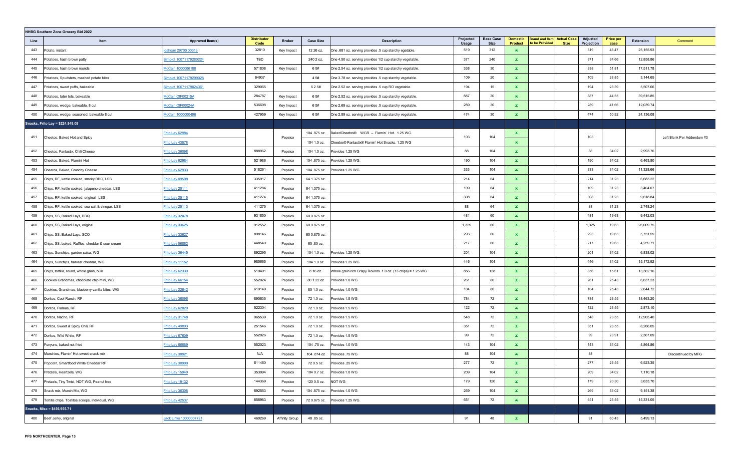NHBG Southern Zone Grocery Bid 2022

| Line | Item | Approved Item(s) | Distributor Code | Broker | Case Size | Description | Projected Usage | Base Case Size | Domestic Product | Brand and Item to be Provided | Actual Case Size | Adjusted Projection | Price per case | Extension | Comment |
|---|---|---|---|---|---|---|---|---|---|---|---|---|---|---|---|
| 443 | Potato, instant | Idahoan 29700 00313 | 32810 | Key Impact | 12 26 oz. | One .681 oz. serving provides .5 cup starchy egetable. | 519 | 312 | x | | | 519 | 48.47 | 25,155.93 | |
| 444 | Potatoes, hash brown patty | Simplot 10071179280224 | TBD | | 240 2 oz. | One 4.50 oz. serving provides 1/2 cup starchy vegetable. | 371 | 240 | x | | | 371 | 34.66 | 12,858.86 | |
| 445 | Potatoes, hash brown rounds | McCain 1000006188 | 571808 | Key Impact | 6 5# | One 2.54 oz. serving provides 1/2 cup starchy vegetable. | 338 | 30 | x | | | 338 | 51.81 | 17,511.78 | |
| 446 | Potatoes, Spudsters, mashed potato bites | Simplot 10071179299028 | 64937 | | 4 5# | One 3.78 oz. serving provides .5 cup starchy vegetable. | 109 | 20 | x | | | 109 | 28.85 | 3,144.65 | |
| 447 | Potatoes, sweet puffs, bakeable | Simplot 10071179024361 | 329065 | | 6 2.5# | One 2.52 oz. serving provides .5 cup RO vegetable. | 194 | 15 | x | | | 194 | 28.39 | 5,507.66 | |
| 448 | Potatoes, tater tots, bakeable | McCain OIF00215A | 284787 | Key Impact | 6 5# | One 2.52 oz. serving provides .5 cup starchy vegetable. | 887 | 30 | x | | | 887 | 44.55 | 39,515.85 | |
| 449 | Potatoes, wedge, bakeable, 8 cut | McCain OIF00024A | 536698 | Key Impact | 6 5# | One 2.69 oz. serving provides .5 cup starchy vegetable. | 289 | 30 | x | | | 289 | 41.66 | 12,039.74 | |
| 450 | Potatoes, wedge, seasoned, bakeable 8 cut | McCain 1000000496 | 427959 | Key Impact | 6 5# | One 2.89 oz. serving provides .5 cup starchy vegetable. | 474 | 30 | x | | | 474 | 50.92 | 24,136.08 | |
| **Snacks, Frito Lay = $224,848.08** | | | | | | | | | | | | | | | |
| 451 | Cheetos, Baked Hot and Spicy | Frito Lay 62984 / Frito Lay 43578 | | Pepsico | 104 .875 oz. / 104 1.0 oz. | BakedCheetos® WGR – Flamin' Hot. 1.25 WG. / Cheetos® Fantastix® Flamin' Hot Snacks. 1.25 WG | 103 | 104 | x / x | | | 103 | | | Left Blank Per Addendum #3 |
| 452 | Cheetos, Fantastix, Chili Cheese | Frito Lay 36098 | 888962 | Pepsico | 104 1.0 oz. | Provides 1.25 WG | 88 | 104 | x | | | 88 | 34.02 | 2,993.76 | |
| 453 | Cheetos, Baked, Flamin' Hot | Frito Lay 62984 | 521986 | Pepsico | 104 .875 oz. | Provides 1.25 WG. | 190 | 104 | x | | | 190 | 34.02 | 6,463.80 | |
| 454 | Cheetos, Baked, Crunchy Cheese | Frito Lay 62933 | 518261 | Pepsico | 104 .875 oz. | Provides 1.25 WG. | 333 | 104 | x | | | 333 | 34.02 | 11,328.66 | |
| 455 | Chips, RF, kettle cooked, smoky BBQ, LSS | Frito Lay 09598 | 335917 | Pepsico | 64 1.375 oz. | | 214 | 64 | x | | | 214 | 31.23 | 6,683.22 | |
| 456 | Chips, RF, kettle cooked, jalapeno cheddar, LSS | Frito Lay 25111 | 411284 | Pepsico | 64 1.375 oz. | | 109 | 64 | x | | | 109 | 31.23 | 3,404.07 | |
| 457 | Chips, RF, kettle cooked, original, LSS | Frito Lay 25115 | 411274 | Pepsico | 64 1.375 oz. | | 308 | 64 | x | | | 308 | 31.23 | 9,618.84 | |
| 458 | Chips, RF, kettle cooked, sea salt & vinegar, LSS | Frito Lay 25113 | 411275 | Pepsico | 64 1.375 oz. | | 88 | 64 | x | | | 88 | 31.23 | 2,748.24 | |
| 459 | Chips, SS, Baked Lays, BBQ | Frito Lay 32078 | 931850 | Pepsico | 60 0.875 oz. | | 481 | 60 | x | | | 481 | 19.63 | 9,442.03 | |
| 460 | Chips, SS, Baked Lays, original | Frito Lay 33625 | 912552 | Pepsico | 60 0.875 oz. | | 1,325 | 60 | x | | | 1,325 | 19.63 | 26,009.75 | |
| 461 | Chips, SS, Baked Lays, SCO | Frito Lay 33627 | 898146 | Pepsico | 60 0.875 oz. | | 293 | 60 | x | | | 293 | 19.63 | 5,751.59 | |
| 462 | Chips, SS, baked, Ruffles, cheddar & sour cream | Frito Lay 56882 | 448540 | Pepsico | 60 .80 oz. | | 217 | 60 | x | | | 217 | 19.63 | 4,259.71 | |
| 463 | Chips, Sunchips, garden salsa, WG | Frito Lay 36445 | 892295 | Pepsico | 104 1.0 oz. | Provides 1.25 WG. | 201 | 104 | x | | | 201 | 34.02 | 6,838.02 | |
| 464 | Chips, Sunchips, harvest cheddar, WG | Frito Lay 11152 | 985665 | Pepsico | 104 1.0 oz. | Provides 1.25 WG. | 446 | 104 | x | | | 446 | 34.02 | 15,172.92 | |
| 465 | Chips, tortilla, round, whole grain, bulk | Frito Lay 62339 | 519491 | Pepsico | 8 16 oz. | Whole grain rich Crispy Rounds. 1.0 oz. (13 chips) = 1.25 WG | 856 | 128 | x | | | 856 | 15.61 | 13,362.16 | |
| 466 | Cookies Grandmas, chocolate chip mini, WG | Frito Lay 66154 | 552024 | Pepsico | 80 1.22 oz | Provides 1.0 WG | 261 | 80 | x | | | 261 | 25.43 | 6,637.23 | |
| 467 | Cookies, Grandmas, blueberry vanilla bites, WG | Frito Lay 22842 | 619149 | Pepsico | 80 1.0 oz. | Provides 1.0 WG | 104 | 80 | x | | | 104 | 25.43 | 2,644.72 | |
| 468 | Doritos, Cool Ranch, RF | Frito Lay 36096 | 890635 | Pepsico | 72 1.0 oz. | Provides 1.5 WG | 784 | 72 | x | | | 784 | 23.55 | 18,463.20 | |
| 469 | Doritos, Flamas, RF | Frito Lay 62829 | 522304 | Pepsico | 72 1.0 oz. | Provides 1.5 WG | 122 | 72 | x | | | 122 | 23.55 | 2,873.10 | |
| 470 | Doritos, Nacho, RF | Frito Lay 31748 | 965539 | Pepsico | 72 1.0 oz. | Provides 1.5 WG | 548 | 72 | x | | | 548 | 23.55 | 12,905.40 | |
| 471 | Doritos, Sweet & Spicy Chili, RF | Frito Lay 49093 | 251546 | Pepsico | 72 1.0 oz. | Provides 1.5 WG | 351 | 72 | x | | | 351 | 23.55 | 8,266.05 | |
| 472 | Doritos, Wild White, RF | Frito Lay 67809 | 552026 | Pepsico | 72 1.0 oz. | Provides 1.5 WG | 99 | 72 | x | | | 99 | 23.91 | 2,367.09 | |
| 473 | Funyuns, baked not fried | Frito Lay 66689 | 552023 | Pepsico | 104 .75 oz. | Provides 1.0 WG | 143 | 104 | x | | | 143 | 34.02 | 4,864.86 | |
| 474 | Munchies, Flamin' Hot sweet snack mix | Frito Lay 30921 | N/A | Pepsico | 104 .874 oz | Provides .75 WG | 88 | 104 | x | | | 88 | | | Discontinued by MFG |
| 475 | Popcorn, Smartfood White Cheddar RF | Frito Lay 30900 | 611460 | Pepsico | 72 0.5 oz. | Provides .25 WG | 277 | 72 | x | | | 277 | 23.55 | 6,523.35 | |
| 476 | Pretzels, Heartzels, WG | Frito Lay 15940 | 353994 | Pepsico | 104 0.7 oz. | Provides 1.0 WG | 209 | 104 | x | | | 209 | 34.02 | 7,110.18 | |
| 477 | Pretzels, Tiny Twist, NOT WG, Peanut free | Frito Lay 19132 | 144369 | Pepsico | 120 0.5 oz. | NOT WG | 179 | 120 | x | | | 179 | 20.30 | 3,633.70 | |
| 478 | Snack mix, Munch Mix, WG | Frito Lay 36308 | 892553 | Pepsico | 104 .875 oz. | Provides 1.0 WG | 269 | 104 | x | | | 269 | 34.02 | 9,151.38 | |
| 479 | Tortilla chips, Tostitos scoops, individual, WG | Frito Lay 42537 | 858983 | Pepsico | 72 0.875 oz. | Provides 1.25 WG. | 651 | 72 | x | | | 651 | 23.55 | 15,331.05 | |
| **Snacks, Misc = $456,955.71** | | | | | | | | | | | | | | | |
| 480 | Beef Jerky, original | Jack Links 10000007721 | 460269 | Affinity Group | 48 .85 oz. | | 91 | 48 | x | | | 91 | 60.43 | 5,499.13 | |

PFS NORTHCENTER, Page 13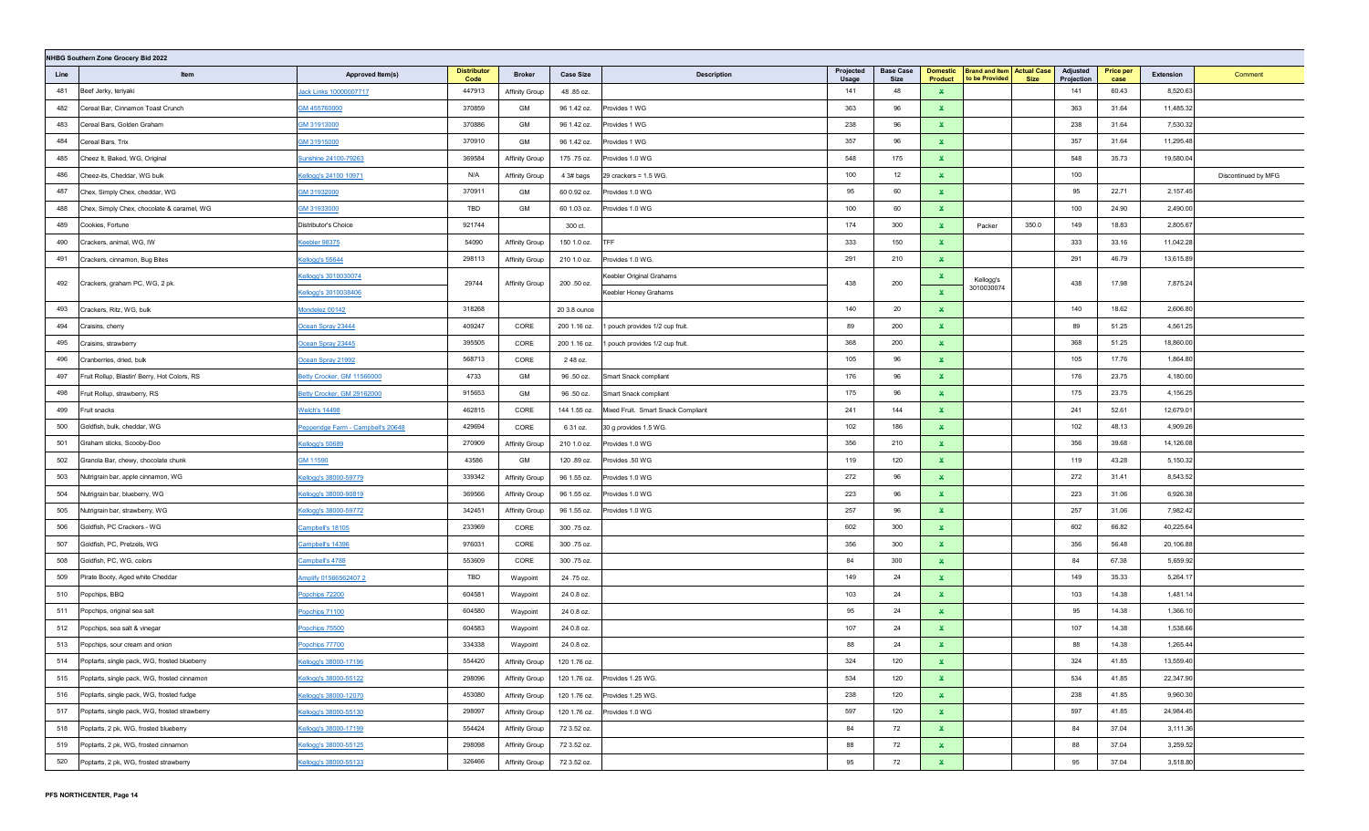## NHBG Southern Zone Grocery Bid 2022

| Line | Item | Approved Item(s) | Distributor Code | Broker | Case Size | Description | Projected Usage | Base Case Size | Domestic Product | Brand and Item to be Provided | Actual Case Size | Adjusted Projection | Price per case | Extension | Comment |
|---|---|---|---|---|---|---|---|---|---|---|---|---|---|---|---|
| 481 | Beef Jerky, teriyaki | Jack Links 10000007717 | 447913 | Affinity Group | 48 .85 oz. | | 141 | 48 | X | | | 141 | 60.43 | 8,520.63 | |
| 482 | Cereal Bar, Cinnamon Toast Crunch | GM 455760000 | 370859 | GM | 96 1.42 oz. | Provides 1 WG | 363 | 96 | X | | | 363 | 31.64 | 11,485.32 | |
| 483 | Cereal Bars, Golden Graham | GM 31913000 | 370886 | GM | 96 1.42 oz. | Provides 1 WG | 238 | 96 | X | | | 238 | 31.64 | 7,530.32 | |
| 484 | Cereal Bars, Trix | GM 31915000 | 370910 | GM | 96 1.42 oz. | Provides 1 WG | 357 | 96 | X | | | 357 | 31.64 | 11,295.48 | |
| 485 | Cheez It, Baked, WG, Original | Sunshine 24100-79263 | 369584 | Affinity Group | 175 .75 oz. | Provides 1.0 WG | 548 | 175 | X | | | 548 | 35.73 | 19,580.04 | |
| 486 | Cheez-its, Cheddar, WG bulk | Kellogg's 24100 10971 | N/A | Affinity Group | 4 3# bags | 29 crackers = 1.5 WG. | 100 | 12 | X | | | 100 | | | Discontinued by MFG |
| 487 | Chex, Simply Chex, cheddar, WG | GM 31932000 | 370911 | GM | 60 0.92 oz. | Provides 1.0 WG | 95 | 60 | X | | | 95 | 22.71 | 2,157.45 | |
| 488 | Chex, Simply Chex, chocolate & caramel, WG | GM 31933000 | TBD | GM | 60 1.03 oz. | Provides 1.0 WG | 100 | 60 | X | | | 100 | 24.90 | 2,490.00 | |
| 489 | Cookies, Fortune | Distributor's Choice | 921744 | | 300 ct. | | 174 | 300 | X | Packer | 350.0 | 149 | 18.83 | 2,805.67 | |
| 490 | Crackers, animal, WG, IW | Keebler 98375 | 54090 | Affinity Group | 150 1.0 oz. | TFF | 333 | 150 | X | | | 333 | 33.16 | 11,042.28 | |
| 491 | Crackers, cinnamon, Bug Bites | Kellogg's 55644 | 298113 | Affinity Group | 210 1.0 oz. | Provides 1.0 WG. | 291 | 210 | X | | | 291 | 46.79 | 13,615.89 | |
| 492 | Crackers, graham PC, WG, 2 pk. | Kellogg's 3010030074<br>Kellogg's 3010038406 | 29744 | Affinity Group | 200 .50 oz. | Keebler Original Grahams<br>Keebler Honey Grahams | 438 | 200 | X<br>X | Kellogg's 3010030074 | | 438 | 17.98 | 7,875.24 | |
| 493 | Crackers, Ritz, WG, bulk | Mondelez 00142 | 318268 | | 20 3.8 ounce | | 140 | 20 | X | | | 140 | 18.62 | 2,606.80 | |
| 494 | Craisins, cherry | Ocean Spray 23444 | 409247 | CORE | 200 1.16 oz. | 1 pouch provides 1/2 cup fruit. | 89 | 200 | X | | | 89 | 51.25 | 4,561.25 | |
| 495 | Craisins, strawberry | Ocean Spray 23445 | 395505 | CORE | 200 1.16 oz. | 1 pouch provides 1/2 cup fruit. | 368 | 200 | X | | | 368 | 51.25 | 18,860.00 | |
| 496 | Cranberries, dried, bulk | Ocean Spray 21992 | 568713 | CORE | 2 48 oz. | | 105 | 96 | X | | | 105 | 17.76 | 1,864.80 | |
| 497 | Fruit Rollup, Blastin' Berry, Hot Colors, RS | Betty Crocker, GM 11566000 | 4733 | GM | 96 .50 oz. | Smart Snack compliant | 176 | 96 | X | | | 176 | 23.75 | 4,180.00 | |
| 498 | Fruit Rollup, strawberry, RS | Betty Crocker, GM 29162000 | 915653 | GM | 96 .50 oz. | Smart Snack compliant | 175 | 96 | X | | | 175 | 23.75 | 4,156.25 | |
| 499 | Fruit snacks | Welch's 14498 | 462815 | CORE | 144 1.55 oz. | Mixed Fruit. Smart Snack Compliant | 241 | 144 | X | | | 241 | 52.61 | 12,679.01 | |
| 500 | Goldfish, bulk, cheddar, WG | Pepperidge Farm - Campbell's 20648 | 429694 | CORE | 6 31 oz. | 30 g provides 1.5 WG. | 102 | 186 | X | | | 102 | 48.13 | 4,909.26 | |
| 501 | Graham sticks, Scooby-Doo | Kellogg's 50689 | 270909 | Affinity Group | 210 1.0 oz. | Provides 1.0 WG | 356 | 210 | X | | | 356 | 39.68 | 14,126.08 | |
| 502 | Granola Bar, chewy, chocolate chunk | GM 11590 | 43586 | GM | 120 .89 oz. | Provides .50 WG | 119 | 120 | X | | | 119 | 43.28 | 5,150.32 | |
| 503 | Nutrigrain bar, apple cinnamon, WG | Kellogg's 38000-59779 | 339342 | Affinity Group | 96 1.55 oz. | Provides 1.0 WG | 272 | 96 | X | | | 272 | 31.41 | 8,543.52 | |
| 504 | Nutrigrain bar, blueberry, WG | Kellogg's 38000-90819 | 369566 | Affinity Group | 96 1.55 oz. | Provides 1.0 WG | 223 | 96 | X | | | 223 | 31.06 | 6,926.38 | |
| 505 | Nutrigrain bar, strawberry, WG | Kellogg's 38000-59772 | 342451 | Affinity Group | 96 1.55 oz. | Provides 1.0 WG | 257 | 96 | X | | | 257 | 31.06 | 7,982.42 | |
| 506 | Goldfish, PC Crackers - WG | Campbell's 18105 | 233969 | CORE | 300 .75 oz. | | 602 | 300 | X | | | 602 | 66.82 | 40,225.64 | |
| 507 | Goldfish, PC, Pretzels, WG | Campbell's 14396 | 976031 | CORE | 300 .75 oz. | | 356 | 300 | X | | | 356 | 56.48 | 20,106.88 | |
| 508 | Goldfish, PC, WG, colors | Campbell's 4788 | 553609 | CORE | 300 .75 oz. | | 84 | 300 | X | | | 84 | 67.38 | 5,659.92 | |
| 509 | Pirate Booty, Aged white Cheddar | Amplify 01566562407 2 | TBD | Waypoint | 24 .75 oz. | | 149 | 24 | X | | | 149 | 35.33 | 5,264.17 | |
| 510 | Popchips, BBQ | Popchips 72200 | 604581 | Waypoint | 24 0.8 oz. | | 103 | 24 | X | | | 103 | 14.38 | 1,481.14 | |
| 511 | Popchips, original sea salt | Popchips 71100 | 604580 | Waypoint | 24 0.8 oz. | | 95 | 24 | X | | | 95 | 14.38 | 1,366.10 | |
| 512 | Popchips, sea salt & vinegar | Popchips 75500 | 604583 | Waypoint | 24 0.8 oz. | | 107 | 24 | X | | | 107 | 14.38 | 1,538.66 | |
| 513 | Popchips, sour cream and onion | Popchips 77700 | 334338 | Waypoint | 24 0.8 oz. | | 88 | 24 | X | | | 88 | 14.38 | 1,265.44 | |
| 514 | Poptarts, single pack, WG, frosted blueberry | Kellogg's 38000-17196 | 554420 | Affinity Group | 120 1.76 oz. | | 324 | 120 | X | | | 324 | 41.85 | 13,559.40 | |
| 515 | Poptarts, single pack, WG, frosted cinnamon | Kellogg's 38000-55122 | 298096 | Affinity Group | 120 1.76 oz. | Provides 1.25 WG. | 534 | 120 | X | | | 534 | 41.85 | 22,347.90 | |
| 516 | Poptarts, single pack, WG, frosted fudge | Kellogg's 38000-12070 | 453080 | Affinity Group | 120 1.76 oz. | Provides 1.25 WG. | 238 | 120 | X | | | 238 | 41.85 | 9,960.30 | |
| 517 | Poptarts, single pack, WG, frosted strawberry | Kellogg's 38000-55130 | 298097 | Affinity Group | 120 1.76 oz. | Provides 1.0 WG | 597 | 120 | X | | | 597 | 41.85 | 24,984.45 | |
| 518 | Poptarts, 2 pk, WG, frosted blueberry | Kellogg's 38000-17199 | 554424 | Affinity Group | 72 3.52 oz. | | 84 | 72 | X | | | 84 | 37.04 | 3,111.36 | |
| 519 | Poptarts, 2 pk, WG, frosted cinnamon | Kellogg's 38000-55125 | 298098 | Affinity Group | 72 3.52 oz. | | 88 | 72 | X | | | 88 | 37.04 | 3,259.52 | |
| 520 | Poptarts, 2 pk, WG, frosted strawberry | Kellogg's 38000-55133 | 326466 | Affinity Group | 72 3.52 oz. | | 95 | 72 | X | | | 95 | 37.04 | 3,518.80 | |

PFS NORTHCENTER, Page 14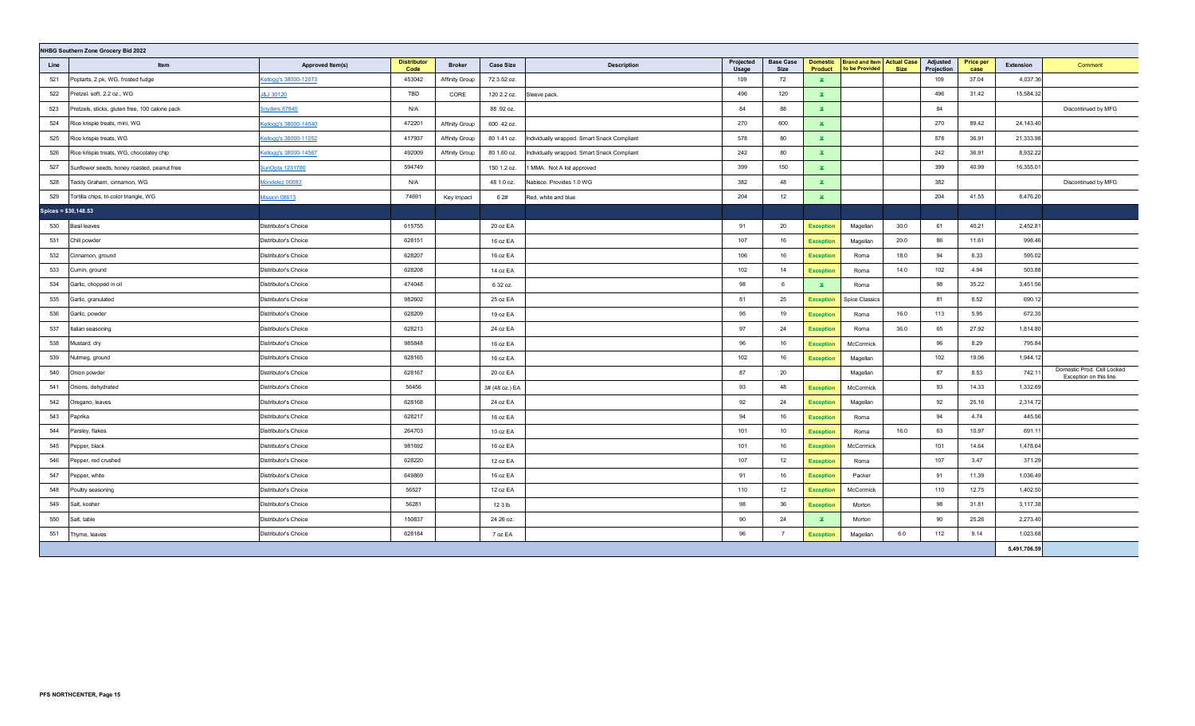| NHBG Southern Zone Grocery Bid 2022 | | | | | | | | | | | | | | | | |
|---|---|---|---|---|---|---|---|---|---|---|---|---|---|---|---|---|
| Line | Item | Approved Item(s) | Distributor Code | Broker | Case Size | Description | Projected Usage | Base Case Size | Domestic Product | Brand and Item to be Provided | Actual Case Size | Adjusted Projection | Price per case | Extension | Comment |
| 521 | Poptarts, 2 pk, WG, frosted fudge | Kellogg's 38000-12073 | 453042 | Affinity Group | 72 3.52 oz. | | 109 | 72 | x | | | 109 | 37.04 | 4,037.36 | |
| 522 | Pretzel, soft, 2.2 oz., WG | J&J 30120 | TBD | CORE | 120 2.2 oz. | Sleeve pack. | 496 | 120 | x | | | 496 | 31.42 | 15,584.32 | |
| 523 | Pretzels, sticks, gluten free, 100 calorie pack | Snyders 87840 | N/A | | 88 .92 oz. | | 84 | 88 | x | | | 84 | | | Discontinued by MFG |
| 524 | Rice krispie treats, mini, WG | Kellogg's 38000-14540 | 472201 | Affinity Group | 600 .42 oz. | | 270 | 600 | x | | | 270 | 89.42 | 24,143.40 | |
| 525 | Rice krispie treats, WG | Kellogg's 38000-11052 | 417937 | Affinity Group | 80 1.41 oz. | Individually wrapped. Smart Snack Compliant | 578 | 80 | x | | | 578 | 36.91 | 21,333.98 | |
| 526 | Rice krispie treats, WG, chocolatey chip | Kellogg's 38000-14567 | 492009 | Affinity Group | 80 1.60 oz. | Individually wrapped. Smart Snack Compliant | 242 | 80 | x | | | 242 | 36.91 | 8,932.22 | |
| 527 | Sunflower seeds, honey roasted, peanut free | SunOpta 1231780 | 594749 | | 150 1.2 oz. | 1 MMA. Not A list approved | 399 | 150 | x | | | 399 | 40.99 | 16,355.01 | |
| 528 | Teddy Graham, cinnamon, WG | Mondelez 00093 | N/A | | 48 1.0 oz. | Nabisco. Provides 1.0 WG | 382 | 48 | x | | | 382 | | | Discontinued by MFG |
| 529 | Tortilla chips, tri-color triangle, WG | Mission 08613 | 74691 | Key Impact | 6 2# | Red, white and blue | 204 | 12 | x | | | 204 | 41.55 | 8,476.20 | |
| Spices = $30,148.53 | | | | | | | | | | | | | | | |
| 530 | Basil leaves | Distributor's Choice | 615755 | | 20 oz EA | | 91 | 20 | Exception | Magellan | 30.0 | 61 | 40.21 | 2,452.81 | |
| 531 | Chili powder | Distributor's Choice | 628151 | | 16 oz EA | | 107 | 16 | Exception | Magellan | 20.0 | 86 | 11.61 | 998.46 | |
| 532 | Cinnamon, ground | Distributor's Choice | 628207 | | 16 oz EA | | 106 | 16 | Exception | Roma | 18.0 | 94 | 6.33 | 595.02 | |
| 533 | Cumin, ground | Distributor's Choice | 628208 | | 14 oz EA | | 102 | 14 | Exception | Roma | 14.0 | 102 | 4.94 | 503.88 | |
| 534 | Garlic, chopped in oil | Distributor's Choice | 474048 | | 6 32 oz. | | 98 | 6 | x | Roma | | 98 | 35.22 | 3,451.56 | |
| 535 | Garlic, granulated | Distributor's Choice | 982602 | | 25 oz EA | | 81 | 25 | Exception | Spice Classics | | 81 | 8.52 | 690.12 | |
| 536 | Garlic, powder | Distributor's Choice | 628209 | | 19 oz EA | | 95 | 19 | Exception | Roma | 16.0 | 113 | 5.95 | 672.35 | |
| 537 | Italian seasoning | Distributor's Choice | 628213 | | 24 oz EA | | 97 | 24 | Exception | Roma | 36.0 | 65 | 27.92 | 1,814.80 | |
| 538 | Mustard, dry | Distributor's Choice | 985848 | | 16 oz EA | | 96 | 16 | Exception | McCormick | | 96 | 8.29 | 795.84 | |
| 539 | Nutmeg, ground | Distributor's Choice | 628165 | | 16 oz EA | | 102 | 16 | Exception | Magellan | | 102 | 19.06 | 1,944.12 | |
| 540 | Onion powder | Distributor's Choice | 628167 | | 20 oz EA | | 87 | 20 | | Magellan | | 87 | 8.53 | 742.11 | Domestic Prod. Cell Locked Exception on this line. |
| 541 | Onions, dehydrated | Distributor's Choice | 56456 | | 3# (48 oz.) EA | | 93 | 48 | Exception | McCormick | | 93 | 14.33 | 1,332.69 | |
| 542 | Oregano, leaves | Distributor's Choice | 628168 | | 24 oz EA | | 92 | 24 | Exception | Magellan | | 92 | 25.16 | 2,314.72 | |
| 543 | Paprika | Distributor's Choice | 628217 | | 16 oz EA | | 94 | 16 | Exception | Roma | | 94 | 4.74 | 445.56 | |
| 544 | Parsley, flakes | Distributor's Choice | 264703 | | 10 oz EA | | 101 | 10 | Exception | Roma | 16.0 | 63 | 10.97 | 691.11 | |
| 545 | Pepper, black | Distributor's Choice | 981692 | | 16 oz EA | | 101 | 16 | Exception | McCormick | | 101 | 14.64 | 1,478.64 | |
| 546 | Pepper, red crushed | Distributor's Choice | 628220 | | 12 oz EA | | 107 | 12 | Exception | Roma | | 107 | 3.47 | 371.29 | |
| 547 | Pepper, white | Distributor's Choice | 649869 | | 16 oz EA | | 91 | 16 | Exception | Packer | | 91 | 11.39 | 1,036.49 | |
| 548 | Poultry seasoning | Distributor's Choice | 56527 | | 12 oz EA | | 110 | 12 | Exception | McCormick | | 110 | 12.75 | 1,402.50 | |
| 549 | Salt, kosher | Distributor's Choice | 56281 | | 12 3 lb. | | 98 | 36 | Exception | Morton | | 98 | 31.81 | 3,117.38 | |
| 550 | Salt, table | Distributor's Choice | 150837 | | 24 26 oz. | | 90 | 24 | x | Morton | | 90 | 25.26 | 2,273.40 | |
| 551 | Thyme, leaves | Distributor's Choice | 628184 | | 7 oz EA | | 96 | 7 | Exception | Magellan | 6.0 | 112 | 9.14 | 1,023.68 | |
| | | | | | | | | | | | | | | 5,491,706.59 | |

PFS NORTHCENTER, Page 15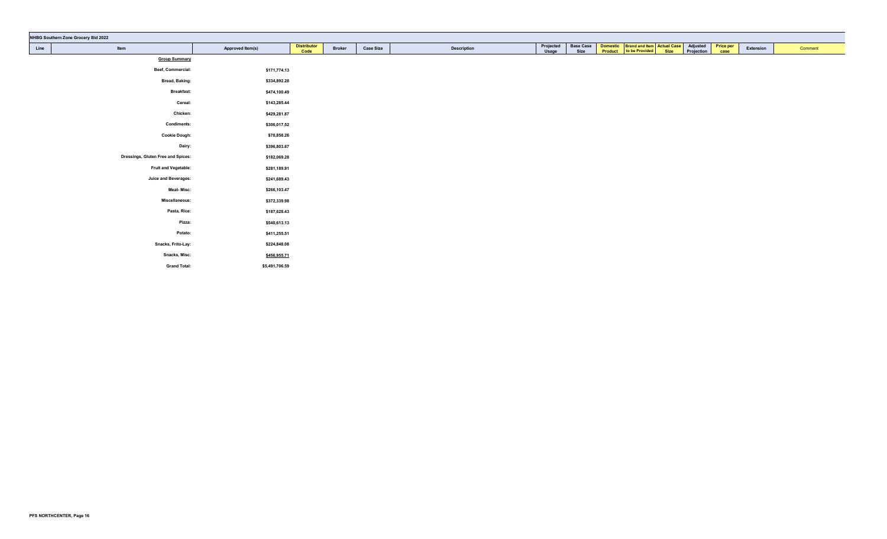**NHBG Southern Zone Grocery Bid 2022**

| Line | Item | Approved Item(s) | Distributor Code | Broker | Case Size | Description | Projected Usage | Base Case Size | Domestic Product | Brand and Item to be Provided | Actual Case Size | Adjusted Projection | Price per case | Extension | Comment |
|---|---|---|---|---|---|---|---|---|---|---|---|---|---|---|---|
| | **Group Summary** | | | | | | | | | | | | | | |
| | **Beef, Commercial:** | **$171,774.13** | | | | | | | | | | | | | |
| | **Bread, Baking:** | **$334,892.28** | | | | | | | | | | | | | |
| | **Breakfast:** | **$474,100.49** | | | | | | | | | | | | | |
| | **Cereal:** | **$143,285.44** | | | | | | | | | | | | | |
| | **Chicken:** | **$429,281.87** | | | | | | | | | | | | | |
| | **Condiments:** | **$306,017.52** | | | | | | | | | | | | | |
| | **Cookie Dough:** | **$70,858.26** | | | | | | | | | | | | | |
| | **Dairy:** | **$396,803.67** | | | | | | | | | | | | | |
| | **Dressings, Gluten Free and Spices:** | **$182,069.28** | | | | | | | | | | | | | |
| | **Fruit and Vegetable:** | **$281,189.91** | | | | | | | | | | | | | |
| | **Juice and Beverages:** | **$241,689.43** | | | | | | | | | | | | | |
| | **Meat- Misc:** | **$266,103.47** | | | | | | | | | | | | | |
| | **Miscellaneous:** | **$372,339.98** | | | | | | | | | | | | | |
| | **Pasta, Rice:** | **$187,628.43** | | | | | | | | | | | | | |
| | **Pizza:** | **$540,613.13** | | | | | | | | | | | | | |
| | **Potato:** | **$411,255.51** | | | | | | | | | | | | | |
| | **Snacks, Frito-Lay:** | **$224,848.08** | | | | | | | | | | | | | |
| | **Snacks, Misc:** | **$456,955.71** | | | | | | | | | | | | | |
| | **Grand Total:** | **$5,491,706.59** | | | | | | | | | | | | | |

**PFS NORTHCENTER, Page 16**